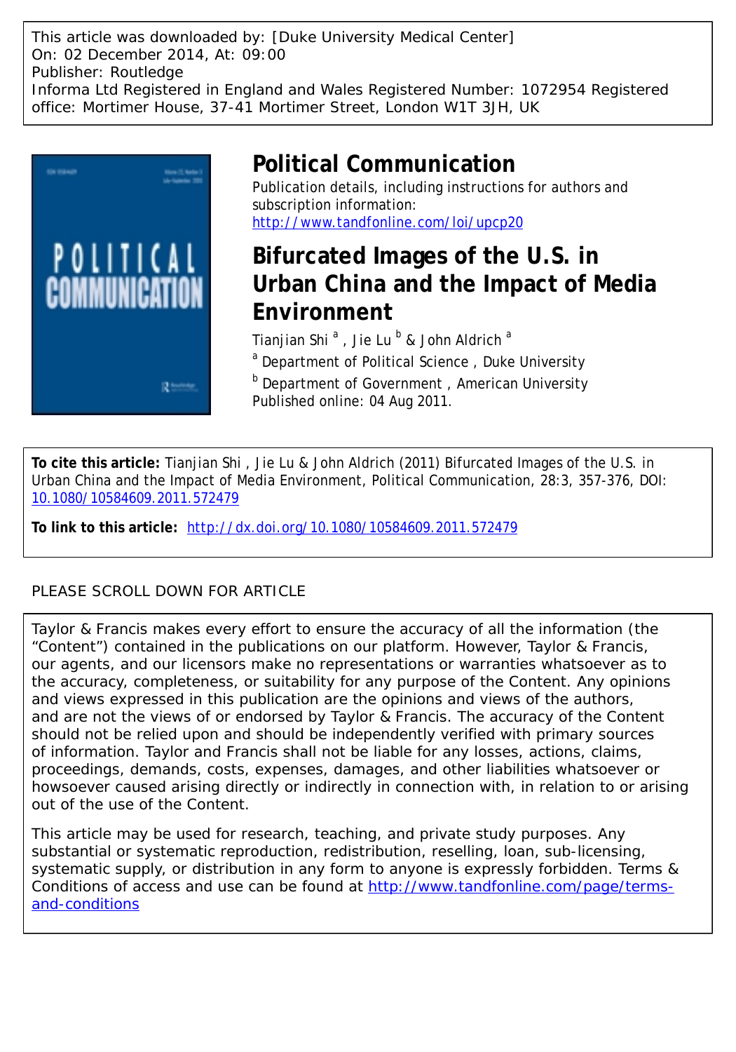This article was downloaded by: [Duke University Medical Center]
On: 02 December 2014, At: 09:00
Publisher: Routledge
Informa Ltd Registered in England and Wales Registered Number: 1072954 Registered office: Mortimer House, 37-41 Mortimer Street, London W1T 3JH, UK

# Political Communication

Publication details, including instructions for authors and subscription information:
http://www.tandfonline.com/loi/upcp20

## Bifurcated Images of the U.S. in Urban China and the Impact of Media Environment

Tianjian Shi [a] , Jie Lu [b] & John Aldrich [a]

[a] Department of Political Science , Duke University

[b] Department of Government , American University

Published online: 04 Aug 2011.

**To cite this article:** Tianjian Shi , Jie Lu & John Aldrich (2011) Bifurcated Images of the U.S. in Urban China and the Impact of Media Environment, Political Communication, 28:3, 357-376, DOI: 10.1080/10584609.2011.572479

**To link to this article:** http://dx.doi.org/10.1080/10584609.2011.572479

PLEASE SCROLL DOWN FOR ARTICLE

Taylor & Francis makes every effort to ensure the accuracy of all the information (the "Content") contained in the publications on our platform. However, Taylor & Francis, our agents, and our licensors make no representations or warranties whatsoever as to the accuracy, completeness, or suitability for any purpose of the Content. Any opinions and views expressed in this publication are the opinions and views of the authors, and are not the views of or endorsed by Taylor & Francis. The accuracy of the Content should not be relied upon and should be independently verified with primary sources of information. Taylor and Francis shall not be liable for any losses, actions, claims, proceedings, demands, costs, expenses, damages, and other liabilities whatsoever or howsoever caused arising directly or indirectly in connection with, in relation to or arising out of the use of the Content.

This article may be used for research, teaching, and private study purposes. Any substantial or systematic reproduction, redistribution, reselling, loan, sub-licensing, systematic supply, or distribution in any form to anyone is expressly forbidden. Terms & Conditions of access and use can be found at http://www.tandfonline.com/page/terms-and-conditions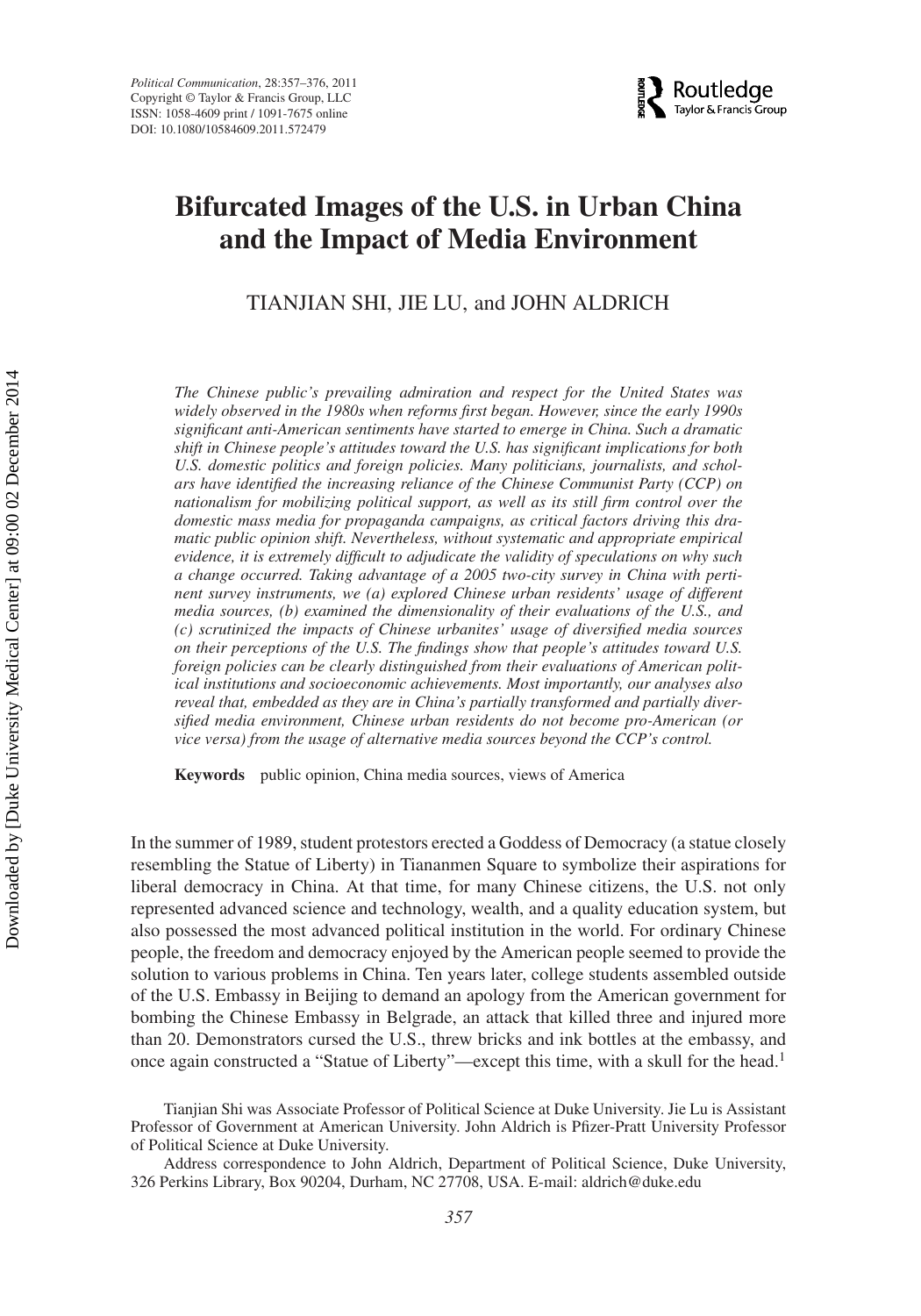# Bifurcated Images of the U.S. in Urban China and the Impact of Media Environment

TIANJIAN SHI, JIE LU, and JOHN ALDRICH

*The Chinese public's prevailing admiration and respect for the United States was widely observed in the 1980s when reforms first began. However, since the early 1990s significant anti-American sentiments have started to emerge in China. Such a dramatic shift in Chinese people's attitudes toward the U.S. has significant implications for both U.S. domestic politics and foreign policies. Many politicians, journalists, and scholars have identified the increasing reliance of the Chinese Communist Party (CCP) on nationalism for mobilizing political support, as well as its still firm control over the domestic mass media for propaganda campaigns, as critical factors driving this dramatic public opinion shift. Nevertheless, without systematic and appropriate empirical evidence, it is extremely difficult to adjudicate the validity of speculations on why such a change occurred. Taking advantage of a 2005 two-city survey in China with pertinent survey instruments, we (a) explored Chinese urban residents' usage of different media sources, (b) examined the dimensionality of their evaluations of the U.S., and (c) scrutinized the impacts of Chinese urbanites' usage of diversified media sources on their perceptions of the U.S. The findings show that people's attitudes toward U.S. foreign policies can be clearly distinguished from their evaluations of American political institutions and socioeconomic achievements. Most importantly, our analyses also reveal that, embedded as they are in China's partially transformed and partially diversified media environment, Chinese urban residents do not become pro-American (or vice versa) from the usage of alternative media sources beyond the CCP's control.*

**Keywords** public opinion, China media sources, views of America

In the summer of 1989, student protestors erected a Goddess of Democracy (a statue closely resembling the Statue of Liberty) in Tiananmen Square to symbolize their aspirations for liberal democracy in China. At that time, for many Chinese citizens, the U.S. not only represented advanced science and technology, wealth, and a quality education system, but also possessed the most advanced political institution in the world. For ordinary Chinese people, the freedom and democracy enjoyed by the American people seemed to provide the solution to various problems in China. Ten years later, college students assembled outside of the U.S. Embassy in Beijing to demand an apology from the American government for bombing the Chinese Embassy in Belgrade, an attack that killed three and injured more than 20. Demonstrators cursed the U.S., threw bricks and ink bottles at the embassy, and once again constructed a "Statue of Liberty"—except this time, with a skull for the head.[1]

Tianjian Shi was Associate Professor of Political Science at Duke University. Jie Lu is Assistant Professor of Government at American University. John Aldrich is Pfizer-Pratt University Professor of Political Science at Duke University.

Address correspondence to John Aldrich, Department of Political Science, Duke University, 326 Perkins Library, Box 90204, Durham, NC 27708, USA. E-mail: aldrich@duke.edu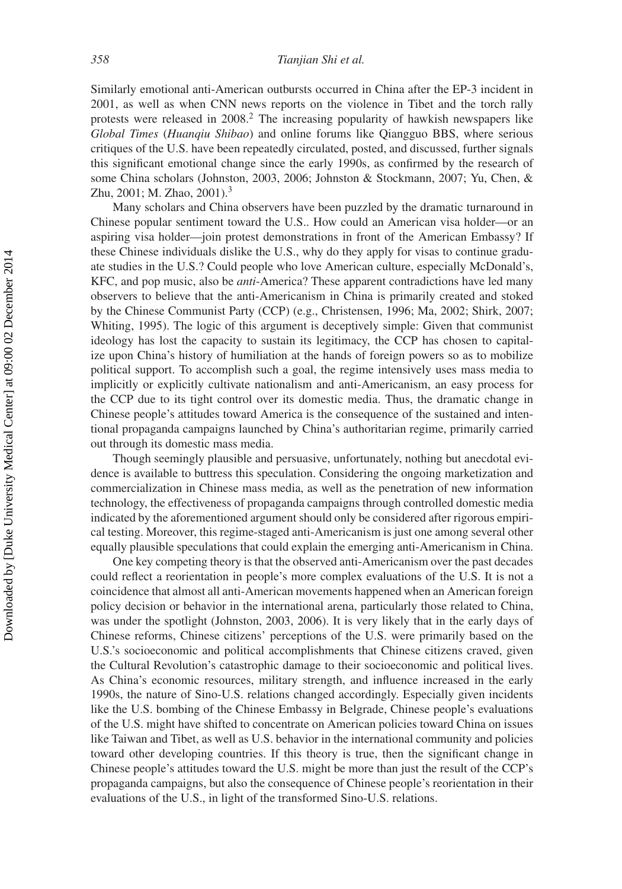Similarly emotional anti-American outbursts occurred in China after the EP-3 incident in 2001, as well as when CNN news reports on the violence in Tibet and the torch rally protests were released in 2008.[2] The increasing popularity of hawkish newspapers like *Global Times* (*Huanqiu Shibao*) and online forums like Qiangguo BBS, where serious critiques of the U.S. have been repeatedly circulated, posted, and discussed, further signals this significant emotional change since the early 1990s, as confirmed by the research of some China scholars (Johnston, 2003, 2006; Johnston & Stockmann, 2007; Yu, Chen, & Zhu, 2001; M. Zhao, 2001).[3]

Many scholars and China observers have been puzzled by the dramatic turnaround in Chinese popular sentiment toward the U.S.. How could an American visa holder—or an aspiring visa holder—join protest demonstrations in front of the American Embassy? If these Chinese individuals dislike the U.S., why do they apply for visas to continue graduate studies in the U.S.? Could people who love American culture, especially McDonald's, KFC, and pop music, also be *anti*-America? These apparent contradictions have led many observers to believe that the anti-Americanism in China is primarily created and stoked by the Chinese Communist Party (CCP) (e.g., Christensen, 1996; Ma, 2002; Shirk, 2007; Whiting, 1995). The logic of this argument is deceptively simple: Given that communist ideology has lost the capacity to sustain its legitimacy, the CCP has chosen to capitalize upon China's history of humiliation at the hands of foreign powers so as to mobilize political support. To accomplish such a goal, the regime intensively uses mass media to implicitly or explicitly cultivate nationalism and anti-Americanism, an easy process for the CCP due to its tight control over its domestic media. Thus, the dramatic change in Chinese people's attitudes toward America is the consequence of the sustained and intentional propaganda campaigns launched by China's authoritarian regime, primarily carried out through its domestic mass media.

Though seemingly plausible and persuasive, unfortunately, nothing but anecdotal evidence is available to buttress this speculation. Considering the ongoing marketization and commercialization in Chinese mass media, as well as the penetration of new information technology, the effectiveness of propaganda campaigns through controlled domestic media indicated by the aforementioned argument should only be considered after rigorous empirical testing. Moreover, this regime-staged anti-Americanism is just one among several other equally plausible speculations that could explain the emerging anti-Americanism in China.

One key competing theory is that the observed anti-Americanism over the past decades could reflect a reorientation in people's more complex evaluations of the U.S. It is not a coincidence that almost all anti-American movements happened when an American foreign policy decision or behavior in the international arena, particularly those related to China, was under the spotlight (Johnston, 2003, 2006). It is very likely that in the early days of Chinese reforms, Chinese citizens' perceptions of the U.S. were primarily based on the U.S.'s socioeconomic and political accomplishments that Chinese citizens craved, given the Cultural Revolution's catastrophic damage to their socioeconomic and political lives. As China's economic resources, military strength, and influence increased in the early 1990s, the nature of Sino-U.S. relations changed accordingly. Especially given incidents like the U.S. bombing of the Chinese Embassy in Belgrade, Chinese people's evaluations of the U.S. might have shifted to concentrate on American policies toward China on issues like Taiwan and Tibet, as well as U.S. behavior in the international community and policies toward other developing countries. If this theory is true, then the significant change in Chinese people's attitudes toward the U.S. might be more than just the result of the CCP's propaganda campaigns, but also the consequence of Chinese people's reorientation in their evaluations of the U.S., in light of the transformed Sino-U.S. relations.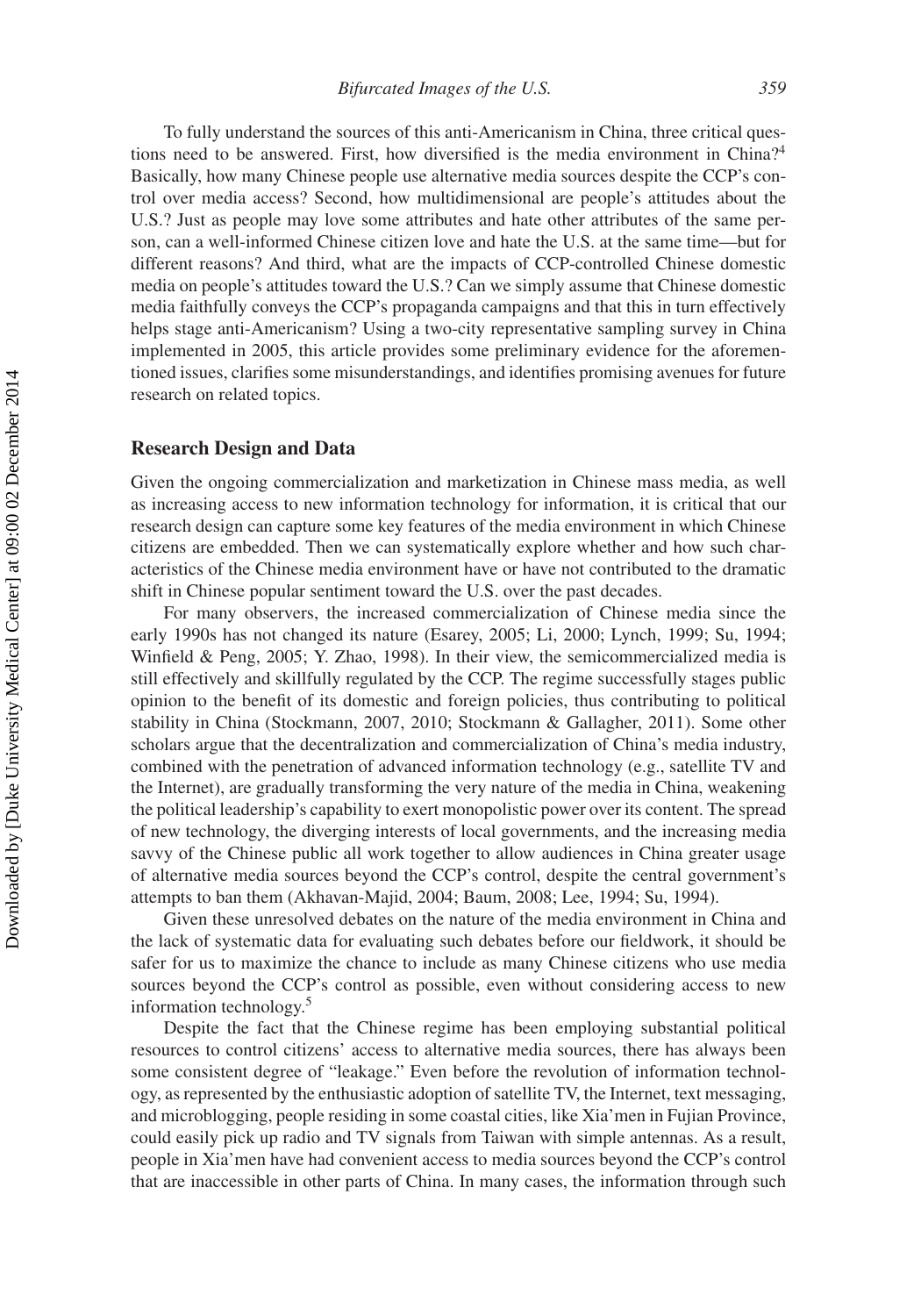To fully understand the sources of this anti-Americanism in China, three critical questions need to be answered. First, how diversified is the media environment in China?[4] Basically, how many Chinese people use alternative media sources despite the CCP's control over media access? Second, how multidimensional are people's attitudes about the U.S.? Just as people may love some attributes and hate other attributes of the same person, can a well-informed Chinese citizen love and hate the U.S. at the same time—but for different reasons? And third, what are the impacts of CCP-controlled Chinese domestic media on people's attitudes toward the U.S.? Can we simply assume that Chinese domestic media faithfully conveys the CCP's propaganda campaigns and that this in turn effectively helps stage anti-Americanism? Using a two-city representative sampling survey in China implemented in 2005, this article provides some preliminary evidence for the aforementioned issues, clarifies some misunderstandings, and identifies promising avenues for future research on related topics.

## Research Design and Data

Given the ongoing commercialization and marketization in Chinese mass media, as well as increasing access to new information technology for information, it is critical that our research design can capture some key features of the media environment in which Chinese citizens are embedded. Then we can systematically explore whether and how such characteristics of the Chinese media environment have or have not contributed to the dramatic shift in Chinese popular sentiment toward the U.S. over the past decades.

For many observers, the increased commercialization of Chinese media since the early 1990s has not changed its nature (Esarey, 2005; Li, 2000; Lynch, 1999; Su, 1994; Winfield & Peng, 2005; Y. Zhao, 1998). In their view, the semicommercialized media is still effectively and skillfully regulated by the CCP. The regime successfully stages public opinion to the benefit of its domestic and foreign policies, thus contributing to political stability in China (Stockmann, 2007, 2010; Stockmann & Gallagher, 2011). Some other scholars argue that the decentralization and commercialization of China's media industry, combined with the penetration of advanced information technology (e.g., satellite TV and the Internet), are gradually transforming the very nature of the media in China, weakening the political leadership's capability to exert monopolistic power over its content. The spread of new technology, the diverging interests of local governments, and the increasing media savvy of the Chinese public all work together to allow audiences in China greater usage of alternative media sources beyond the CCP's control, despite the central government's attempts to ban them (Akhavan-Majid, 2004; Baum, 2008; Lee, 1994; Su, 1994).

Given these unresolved debates on the nature of the media environment in China and the lack of systematic data for evaluating such debates before our fieldwork, it should be safer for us to maximize the chance to include as many Chinese citizens who use media sources beyond the CCP's control as possible, even without considering access to new information technology.[5]

Despite the fact that the Chinese regime has been employing substantial political resources to control citizens' access to alternative media sources, there has always been some consistent degree of "leakage." Even before the revolution of information technology, as represented by the enthusiastic adoption of satellite TV, the Internet, text messaging, and microblogging, people residing in some coastal cities, like Xia'men in Fujian Province, could easily pick up radio and TV signals from Taiwan with simple antennas. As a result, people in Xia'men have had convenient access to media sources beyond the CCP's control that are inaccessible in other parts of China. In many cases, the information through such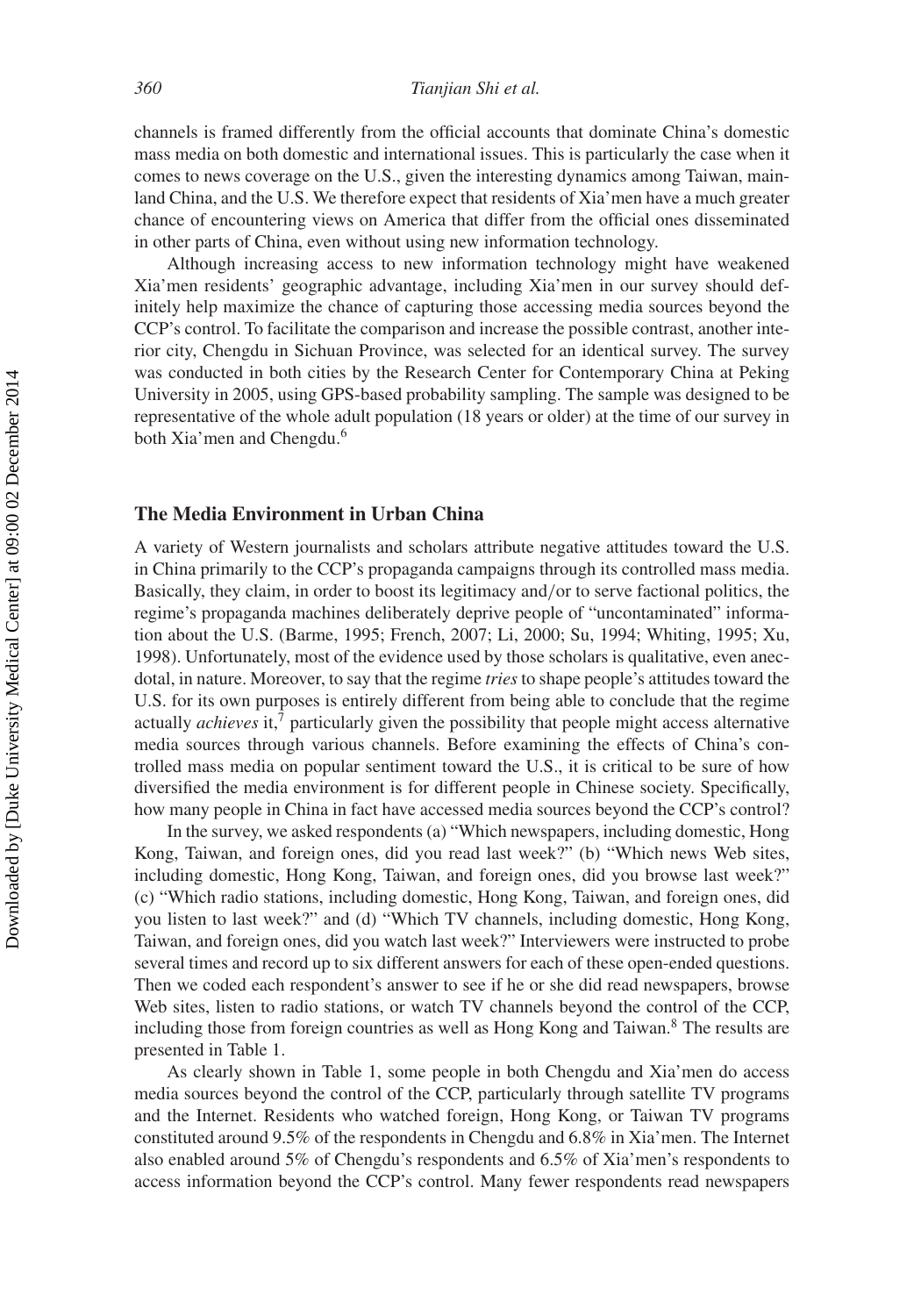channels is framed differently from the official accounts that dominate China's domestic mass media on both domestic and international issues. This is particularly the case when it comes to news coverage on the U.S., given the interesting dynamics among Taiwan, mainland China, and the U.S. We therefore expect that residents of Xia'men have a much greater chance of encountering views on America that differ from the official ones disseminated in other parts of China, even without using new information technology.

Although increasing access to new information technology might have weakened Xia'men residents' geographic advantage, including Xia'men in our survey should definitely help maximize the chance of capturing those accessing media sources beyond the CCP's control. To facilitate the comparison and increase the possible contrast, another interior city, Chengdu in Sichuan Province, was selected for an identical survey. The survey was conducted in both cities by the Research Center for Contemporary China at Peking University in 2005, using GPS-based probability sampling. The sample was designed to be representative of the whole adult population (18 years or older) at the time of our survey in both Xia'men and Chengdu.[6]

## The Media Environment in Urban China

A variety of Western journalists and scholars attribute negative attitudes toward the U.S. in China primarily to the CCP's propaganda campaigns through its controlled mass media. Basically, they claim, in order to boost its legitimacy and/or to serve factional politics, the regime's propaganda machines deliberately deprive people of "uncontaminated" information about the U.S. (Barme, 1995; French, 2007; Li, 2000; Su, 1994; Whiting, 1995; Xu, 1998). Unfortunately, most of the evidence used by those scholars is qualitative, even anecdotal, in nature. Moreover, to say that the regime *tries* to shape people's attitudes toward the U.S. for its own purposes is entirely different from being able to conclude that the regime actually *achieves* it,[7] particularly given the possibility that people might access alternative media sources through various channels. Before examining the effects of China's controlled mass media on popular sentiment toward the U.S., it is critical to be sure of how diversified the media environment is for different people in Chinese society. Specifically, how many people in China in fact have accessed media sources beyond the CCP's control?

In the survey, we asked respondents (a) "Which newspapers, including domestic, Hong Kong, Taiwan, and foreign ones, did you read last week?" (b) "Which news Web sites, including domestic, Hong Kong, Taiwan, and foreign ones, did you browse last week?" (c) "Which radio stations, including domestic, Hong Kong, Taiwan, and foreign ones, did you listen to last week?" and (d) "Which TV channels, including domestic, Hong Kong, Taiwan, and foreign ones, did you watch last week?" Interviewers were instructed to probe several times and record up to six different answers for each of these open-ended questions. Then we coded each respondent's answer to see if he or she did read newspapers, browse Web sites, listen to radio stations, or watch TV channels beyond the control of the CCP, including those from foreign countries as well as Hong Kong and Taiwan.[8] The results are presented in Table 1.

As clearly shown in Table 1, some people in both Chengdu and Xia'men do access media sources beyond the control of the CCP, particularly through satellite TV programs and the Internet. Residents who watched foreign, Hong Kong, or Taiwan TV programs constituted around 9.5% of the respondents in Chengdu and 6.8% in Xia'men. The Internet also enabled around 5% of Chengdu's respondents and 6.5% of Xia'men's respondents to access information beyond the CCP's control. Many fewer respondents read newspapers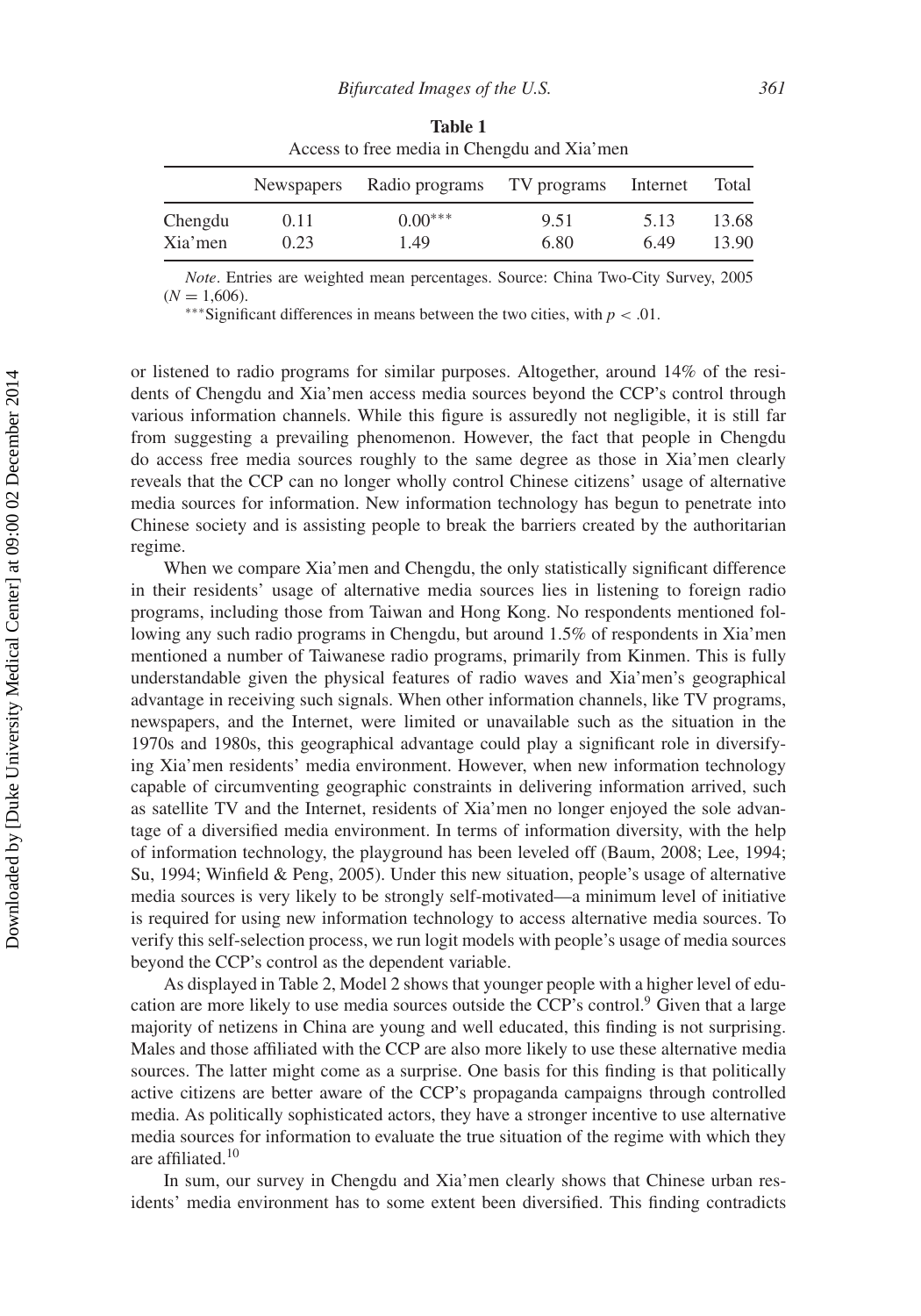**Table 1**
Access to free media in Chengdu and Xia'men

| | Newspapers | Radio programs | TV programs | Internet | Total |
|---|---|---|---|---|---|
| Chengdu | 0.11 | $0.00^{***}$ | 9.51 | 5.13 | 13.68 |
| Xia'men | 0.23 | 1.49 | 6.80 | 6.49 | 13.90 |

*Note*. Entries are weighted mean percentages. Source: China Two-City Survey, 2005 ($N = 1{,}606$).

$^{***}$Significant differences in means between the two cities, with $p < .01$.

or listened to radio programs for similar purposes. Altogether, around 14% of the residents of Chengdu and Xia'men access media sources beyond the CCP's control through various information channels. While this figure is assuredly not negligible, it is still far from suggesting a prevailing phenomenon. However, the fact that people in Chengdu do access free media sources roughly to the same degree as those in Xia'men clearly reveals that the CCP can no longer wholly control Chinese citizens' usage of alternative media sources for information. New information technology has begun to penetrate into Chinese society and is assisting people to break the barriers created by the authoritarian regime.

When we compare Xia'men and Chengdu, the only statistically significant difference in their residents' usage of alternative media sources lies in listening to foreign radio programs, including those from Taiwan and Hong Kong. No respondents mentioned following any such radio programs in Chengdu, but around 1.5% of respondents in Xia'men mentioned a number of Taiwanese radio programs, primarily from Kinmen. This is fully understandable given the physical features of radio waves and Xia'men's geographical advantage in receiving such signals. When other information channels, like TV programs, newspapers, and the Internet, were limited or unavailable such as the situation in the 1970s and 1980s, this geographical advantage could play a significant role in diversifying Xia'men residents' media environment. However, when new information technology capable of circumventing geographic constraints in delivering information arrived, such as satellite TV and the Internet, residents of Xia'men no longer enjoyed the sole advantage of a diversified media environment. In terms of information diversity, with the help of information technology, the playground has been leveled off (Baum, 2008; Lee, 1994; Su, 1994; Winfield & Peng, 2005). Under this new situation, people's usage of alternative media sources is very likely to be strongly self-motivated—a minimum level of initiative is required for using new information technology to access alternative media sources. To verify this self-selection process, we run logit models with people's usage of media sources beyond the CCP's control as the dependent variable.

As displayed in Table 2, Model 2 shows that younger people with a higher level of education are more likely to use media sources outside the CCP's control.[9] Given that a large majority of netizens in China are young and well educated, this finding is not surprising. Males and those affiliated with the CCP are also more likely to use these alternative media sources. The latter might come as a surprise. One basis for this finding is that politically active citizens are better aware of the CCP's propaganda campaigns through controlled media. As politically sophisticated actors, they have a stronger incentive to use alternative media sources for information to evaluate the true situation of the regime with which they are affiliated.[10]

In sum, our survey in Chengdu and Xia'men clearly shows that Chinese urban residents' media environment has to some extent been diversified. This finding contradicts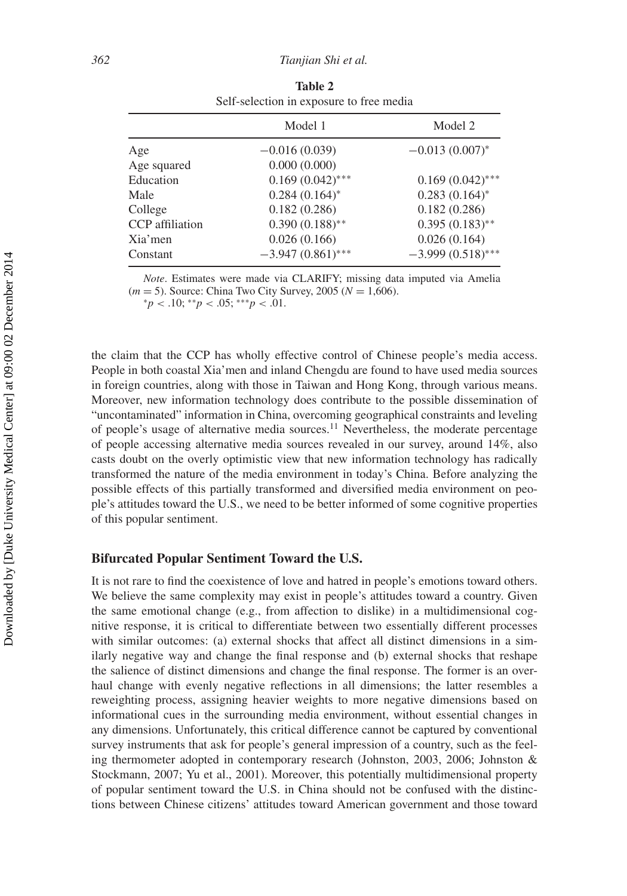**Table 2**
Self-selection in exposure to free media

| | Model 1 | Model 2 |
|---|---|---|
| Age | −0.016 (0.039) | −0.013 (0.007)* |
| Age squared | 0.000 (0.000) | |
| Education | 0.169 (0.042)*** | 0.169 (0.042)*** |
| Male | 0.284 (0.164)* | 0.283 (0.164)* |
| College | 0.182 (0.286) | 0.182 (0.286) |
| CCP affiliation | 0.390 (0.188)** | 0.395 (0.183)** |
| Xia'men | 0.026 (0.166) | 0.026 (0.164) |
| Constant | −3.947 (0.861)*** | −3.999 (0.518)*** |

*Note*. Estimates were made via CLARIFY; missing data imputed via Amelia ($m = 5$). Source: China Two City Survey, 2005 ($N = 1{,}606$).
$^{*}p < .10$; $^{**}p < .05$; $^{***}p < .01$.

the claim that the CCP has wholly effective control of Chinese people's media access. People in both coastal Xia'men and inland Chengdu are found to have used media sources in foreign countries, along with those in Taiwan and Hong Kong, through various means. Moreover, new information technology does contribute to the possible dissemination of "uncontaminated" information in China, overcoming geographical constraints and leveling of people's usage of alternative media sources.[11] Nevertheless, the moderate percentage of people accessing alternative media sources revealed in our survey, around 14%, also casts doubt on the overly optimistic view that new information technology has radically transformed the nature of the media environment in today's China. Before analyzing the possible effects of this partially transformed and diversified media environment on people's attitudes toward the U.S., we need to be better informed of some cognitive properties of this popular sentiment.

### Bifurcated Popular Sentiment Toward the U.S.

It is not rare to find the coexistence of love and hatred in people's emotions toward others. We believe the same complexity may exist in people's attitudes toward a country. Given the same emotional change (e.g., from affection to dislike) in a multidimensional cognitive response, it is critical to differentiate between two essentially different processes with similar outcomes: (a) external shocks that affect all distinct dimensions in a similarly negative way and change the final response and (b) external shocks that reshape the salience of distinct dimensions and change the final response. The former is an overhaul change with evenly negative reflections in all dimensions; the latter resembles a reweighting process, assigning heavier weights to more negative dimensions based on informational cues in the surrounding media environment, without essential changes in any dimensions. Unfortunately, this critical difference cannot be captured by conventional survey instruments that ask for people's general impression of a country, such as the feeling thermometer adopted in contemporary research (Johnston, 2003, 2006; Johnston & Stockmann, 2007; Yu et al., 2001). Moreover, this potentially multidimensional property of popular sentiment toward the U.S. in China should not be confused with the distinctions between Chinese citizens' attitudes toward American government and those toward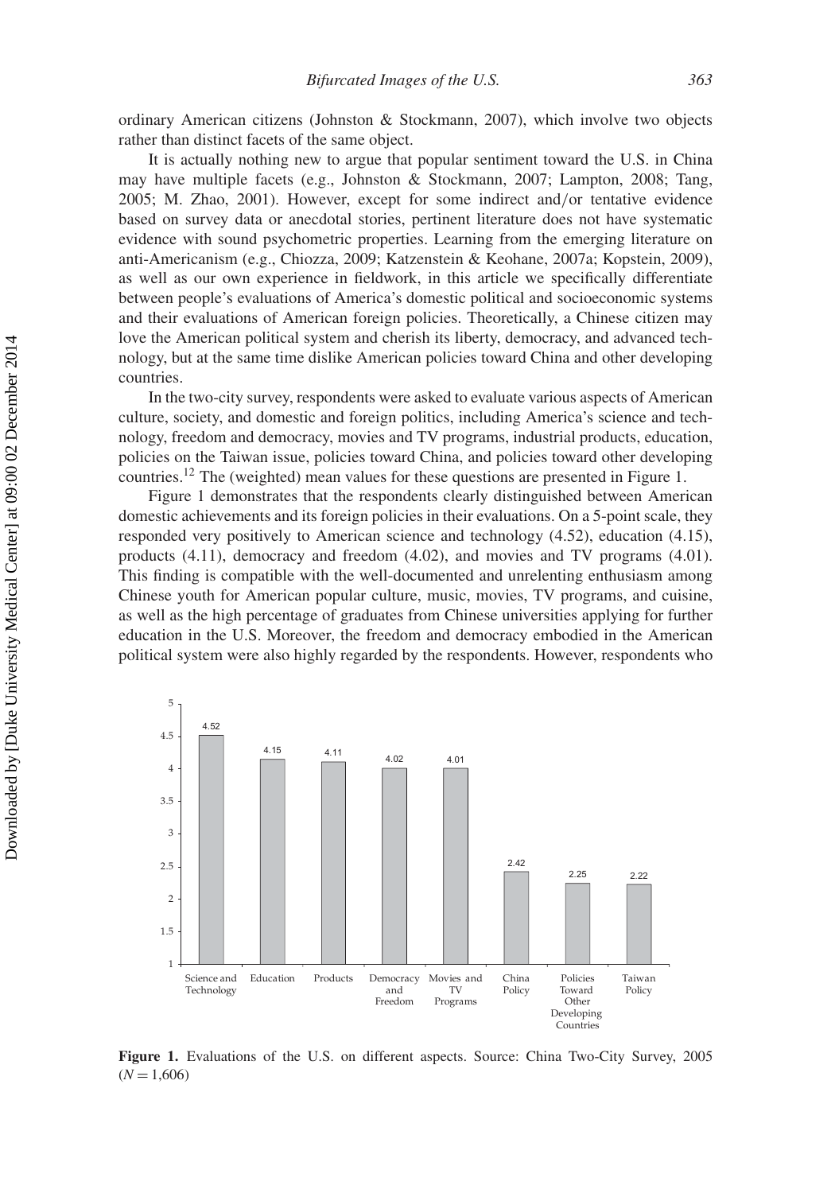ordinary American citizens (Johnston & Stockmann, 2007), which involve two objects rather than distinct facets of the same object.

It is actually nothing new to argue that popular sentiment toward the U.S. in China may have multiple facets (e.g., Johnston & Stockmann, 2007; Lampton, 2008; Tang, 2005; M. Zhao, 2001). However, except for some indirect and/or tentative evidence based on survey data or anecdotal stories, pertinent literature does not have systematic evidence with sound psychometric properties. Learning from the emerging literature on anti-Americanism (e.g., Chiozza, 2009; Katzenstein & Keohane, 2007a; Kopstein, 2009), as well as our own experience in fieldwork, in this article we specifically differentiate between people's evaluations of America's domestic political and socioeconomic systems and their evaluations of American foreign policies. Theoretically, a Chinese citizen may love the American political system and cherish its liberty, democracy, and advanced technology, but at the same time dislike American policies toward China and other developing countries.

In the two-city survey, respondents were asked to evaluate various aspects of American culture, society, and domestic and foreign politics, including America's science and technology, freedom and democracy, movies and TV programs, industrial products, education, policies on the Taiwan issue, policies toward China, and policies toward other developing countries.[12] The (weighted) mean values for these questions are presented in Figure 1.

Figure 1 demonstrates that the respondents clearly distinguished between American domestic achievements and its foreign policies in their evaluations. On a 5-point scale, they responded very positively to American science and technology (4.52), education (4.15), products (4.11), democracy and freedom (4.02), and movies and TV programs (4.01). This finding is compatible with the well-documented and unrelenting enthusiasm among Chinese youth for American popular culture, music, movies, TV programs, and cuisine, as well as the high percentage of graduates from Chinese universities applying for further education in the U.S. Moreover, the freedom and democracy embodied in the American political system were also highly regarded by the respondents. However, respondents who

| Aspect | Mean |
|---|---|
| Science and Technology | 4.52 |
| Education | 4.15 |
| Products | 4.11 |
| Democracy and Freedom | 4.02 |
| Movies and TV Programs | 4.01 |
| China Policy | 2.42 |
| Policies Toward Other Developing Countries | 2.25 |
| Taiwan Policy | 2.22 |

**Figure 1.** Evaluations of the U.S. on different aspects. Source: China Two-City Survey, 2005 ($N = 1{,}606$)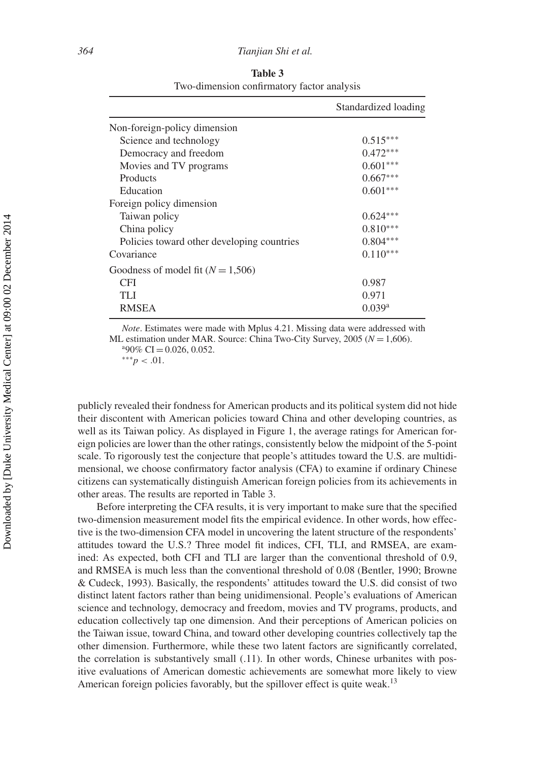**Table 3**
Two-dimension confirmatory factor analysis

| | Standardized loading |
|---|---|
| Non-foreign-policy dimension | |
| Science and technology | 0.515*** |
| Democracy and freedom | 0.472*** |
| Movies and TV programs | 0.601*** |
| Products | 0.667*** |
| Education | 0.601*** |
| Foreign policy dimension | |
| Taiwan policy | 0.624*** |
| China policy | 0.810*** |
| Policies toward other developing countries | 0.804*** |
| Covariance | 0.110*** |
| Goodness of model fit ($N = 1{,}506$) | |
| CFI | 0.987 |
| TLI | 0.971 |
| RMSEA | 0.039[a] |

*Note*. Estimates were made with Mplus 4.21. Missing data were addressed with ML estimation under MAR. Source: China Two-City Survey, 2005 ($N = 1{,}606$).
[a]90% CI = 0.026, 0.052.
*** $p < .01$.

publicly revealed their fondness for American products and its political system did not hide their discontent with American policies toward China and other developing countries, as well as its Taiwan policy. As displayed in Figure 1, the average ratings for American foreign policies are lower than the other ratings, consistently below the midpoint of the 5-point scale. To rigorously test the conjecture that people's attitudes toward the U.S. are multidimensional, we choose confirmatory factor analysis (CFA) to examine if ordinary Chinese citizens can systematically distinguish American foreign policies from its achievements in other areas. The results are reported in Table 3.

Before interpreting the CFA results, it is very important to make sure that the specified two-dimension measurement model fits the empirical evidence. In other words, how effective is the two-dimension CFA model in uncovering the latent structure of the respondents' attitudes toward the U.S.? Three model fit indices, CFI, TLI, and RMSEA, are examined: As expected, both CFI and TLI are larger than the conventional threshold of 0.9, and RMSEA is much less than the conventional threshold of 0.08 (Bentler, 1990; Browne & Cudeck, 1993). Basically, the respondents' attitudes toward the U.S. did consist of two distinct latent factors rather than being unidimensional. People's evaluations of American science and technology, democracy and freedom, movies and TV programs, products, and education collectively tap one dimension. And their perceptions of American policies on the Taiwan issue, toward China, and toward other developing countries collectively tap the other dimension. Furthermore, while these two latent factors are significantly correlated, the correlation is substantively small (.11). In other words, Chinese urbanites with positive evaluations of American domestic achievements are somewhat more likely to view American foreign policies favorably, but the spillover effect is quite weak.[13]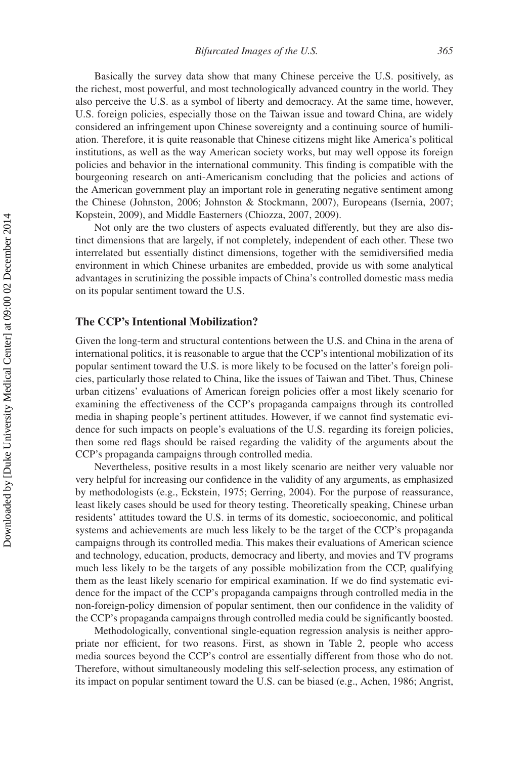Basically the survey data show that many Chinese perceive the U.S. positively, as the richest, most powerful, and most technologically advanced country in the world. They also perceive the U.S. as a symbol of liberty and democracy. At the same time, however, U.S. foreign policies, especially those on the Taiwan issue and toward China, are widely considered an infringement upon Chinese sovereignty and a continuing source of humiliation. Therefore, it is quite reasonable that Chinese citizens might like America's political institutions, as well as the way American society works, but may well oppose its foreign policies and behavior in the international community. This finding is compatible with the bourgeoning research on anti-Americanism concluding that the policies and actions of the American government play an important role in generating negative sentiment among the Chinese (Johnston, 2006; Johnston & Stockmann, 2007), Europeans (Isernia, 2007; Kopstein, 2009), and Middle Easterners (Chiozza, 2007, 2009).

Not only are the two clusters of aspects evaluated differently, but they are also distinct dimensions that are largely, if not completely, independent of each other. These two interrelated but essentially distinct dimensions, together with the semidiversified media environment in which Chinese urbanites are embedded, provide us with some analytical advantages in scrutinizing the possible impacts of China's controlled domestic mass media on its popular sentiment toward the U.S.

## The CCP's Intentional Mobilization?

Given the long-term and structural contentions between the U.S. and China in the arena of international politics, it is reasonable to argue that the CCP's intentional mobilization of its popular sentiment toward the U.S. is more likely to be focused on the latter's foreign policies, particularly those related to China, like the issues of Taiwan and Tibet. Thus, Chinese urban citizens' evaluations of American foreign policies offer a most likely scenario for examining the effectiveness of the CCP's propaganda campaigns through its controlled media in shaping people's pertinent attitudes. However, if we cannot find systematic evidence for such impacts on people's evaluations of the U.S. regarding its foreign policies, then some red flags should be raised regarding the validity of the arguments about the CCP's propaganda campaigns through controlled media.

Nevertheless, positive results in a most likely scenario are neither very valuable nor very helpful for increasing our confidence in the validity of any arguments, as emphasized by methodologists (e.g., Eckstein, 1975; Gerring, 2004). For the purpose of reassurance, least likely cases should be used for theory testing. Theoretically speaking, Chinese urban residents' attitudes toward the U.S. in terms of its domestic, socioeconomic, and political systems and achievements are much less likely to be the target of the CCP's propaganda campaigns through its controlled media. This makes their evaluations of American science and technology, education, products, democracy and liberty, and movies and TV programs much less likely to be the targets of any possible mobilization from the CCP, qualifying them as the least likely scenario for empirical examination. If we do find systematic evidence for the impact of the CCP's propaganda campaigns through controlled media in the non-foreign-policy dimension of popular sentiment, then our confidence in the validity of the CCP's propaganda campaigns through controlled media could be significantly boosted.

Methodologically, conventional single-equation regression analysis is neither appropriate nor efficient, for two reasons. First, as shown in Table 2, people who access media sources beyond the CCP's control are essentially different from those who do not. Therefore, without simultaneously modeling this self-selection process, any estimation of its impact on popular sentiment toward the U.S. can be biased (e.g., Achen, 1986; Angrist,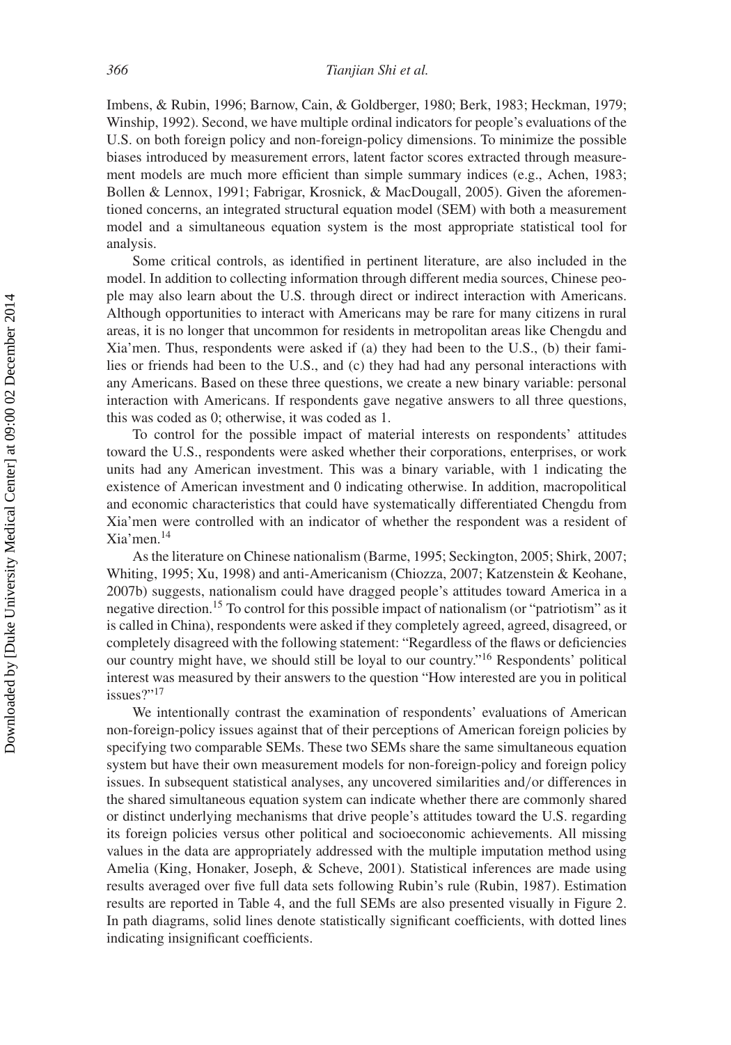Imbens, & Rubin, 1996; Barnow, Cain, & Goldberger, 1980; Berk, 1983; Heckman, 1979; Winship, 1992). Second, we have multiple ordinal indicators for people's evaluations of the U.S. on both foreign policy and non-foreign-policy dimensions. To minimize the possible biases introduced by measurement errors, latent factor scores extracted through measurement models are much more efficient than simple summary indices (e.g., Achen, 1983; Bollen & Lennox, 1991; Fabrigar, Krosnick, & MacDougall, 2005). Given the aforementioned concerns, an integrated structural equation model (SEM) with both a measurement model and a simultaneous equation system is the most appropriate statistical tool for analysis.

Some critical controls, as identified in pertinent literature, are also included in the model. In addition to collecting information through different media sources, Chinese people may also learn about the U.S. through direct or indirect interaction with Americans. Although opportunities to interact with Americans may be rare for many citizens in rural areas, it is no longer that uncommon for residents in metropolitan areas like Chengdu and Xia'men. Thus, respondents were asked if (a) they had been to the U.S., (b) their families or friends had been to the U.S., and (c) they had had any personal interactions with any Americans. Based on these three questions, we create a new binary variable: personal interaction with Americans. If respondents gave negative answers to all three questions, this was coded as 0; otherwise, it was coded as 1.

To control for the possible impact of material interests on respondents' attitudes toward the U.S., respondents were asked whether their corporations, enterprises, or work units had any American investment. This was a binary variable, with 1 indicating the existence of American investment and 0 indicating otherwise. In addition, macropolitical and economic characteristics that could have systematically differentiated Chengdu from Xia'men were controlled with an indicator of whether the respondent was a resident of Xia'men.[14]

As the literature on Chinese nationalism (Barme, 1995; Seckington, 2005; Shirk, 2007; Whiting, 1995; Xu, 1998) and anti-Americanism (Chiozza, 2007; Katzenstein & Keohane, 2007b) suggests, nationalism could have dragged people's attitudes toward America in a negative direction.[15] To control for this possible impact of nationalism (or "patriotism" as it is called in China), respondents were asked if they completely agreed, agreed, disagreed, or completely disagreed with the following statement: "Regardless of the flaws or deficiencies our country might have, we should still be loyal to our country."[16] Respondents' political interest was measured by their answers to the question "How interested are you in political issues?"[17]

We intentionally contrast the examination of respondents' evaluations of American non-foreign-policy issues against that of their perceptions of American foreign policies by specifying two comparable SEMs. These two SEMs share the same simultaneous equation system but have their own measurement models for non-foreign-policy and foreign policy issues. In subsequent statistical analyses, any uncovered similarities and/or differences in the shared simultaneous equation system can indicate whether there are commonly shared or distinct underlying mechanisms that drive people's attitudes toward the U.S. regarding its foreign policies versus other political and socioeconomic achievements. All missing values in the data are appropriately addressed with the multiple imputation method using Amelia (King, Honaker, Joseph, & Scheve, 2001). Statistical inferences are made using results averaged over five full data sets following Rubin's rule (Rubin, 1987). Estimation results are reported in Table 4, and the full SEMs are also presented visually in Figure 2. In path diagrams, solid lines denote statistically significant coefficients, with dotted lines indicating insignificant coefficients.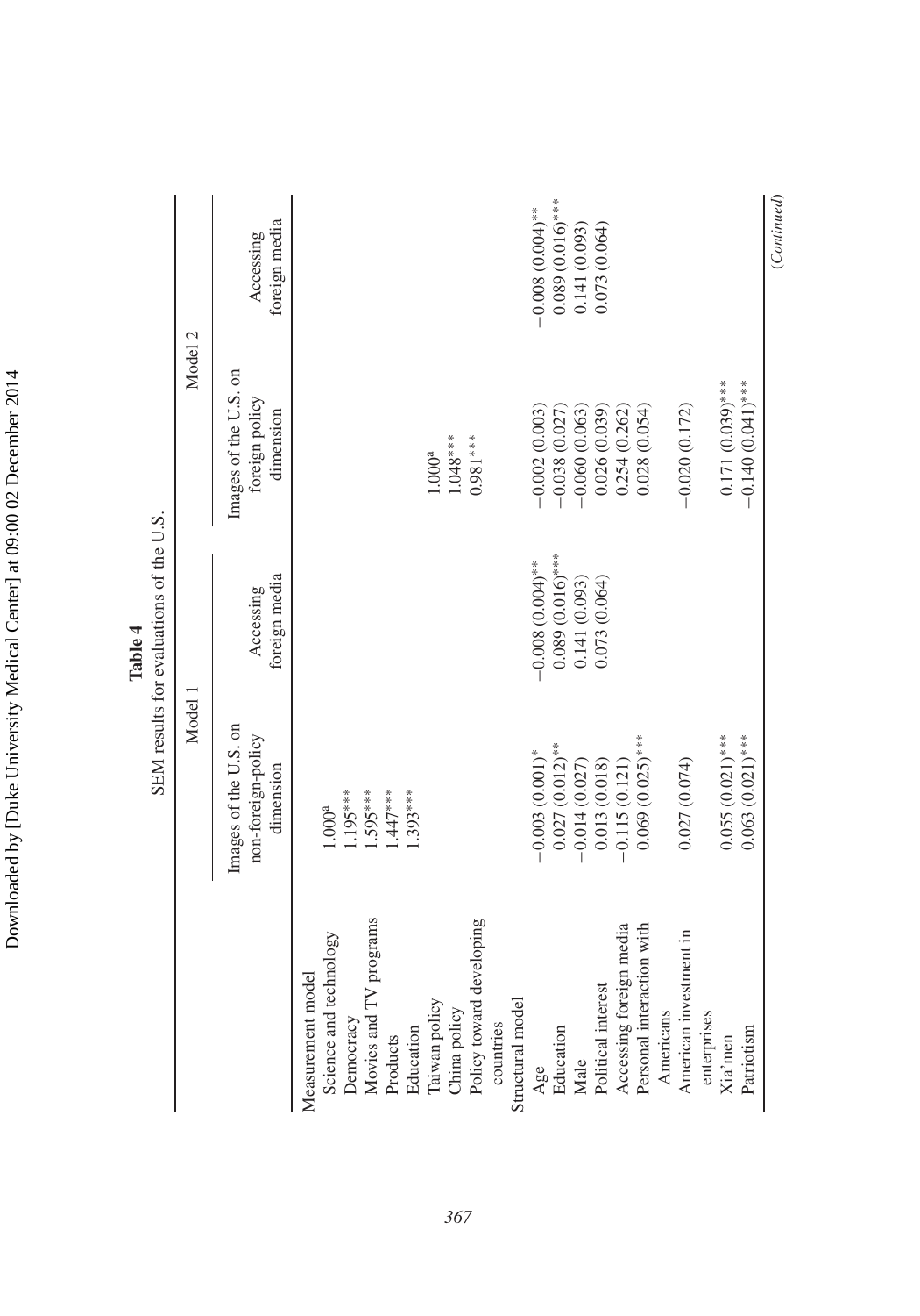**Table 4**

SEM results for evaluations of the U.S.

| | Model 1 | | Model 2 | |
|---|---|---|---|---|
| | Images of the U.S. on non-foreign-policy dimension | Accessing foreign media | Images of the U.S. on foreign policy dimension | Accessing foreign media |
| Measurement model | | | | |
| Science and technology | 1.000[a] | | | |
| Democracy | 1.195*** | | | |
| Movies and TV programs | 1.595*** | | | |
| Products | 1.447*** | | | |
| Education | 1.393*** | | | |
| Taiwan policy | | | 1.000[a] | |
| China policy | | | 1.048*** | |
| Policy toward developing countries | | | 0.981*** | |
| Structural model | | | | |
| Age | −0.003 (0.001)* | −0.008 (0.004)** | −0.002 (0.003) | −0.008 (0.004)** |
| Education | 0.027 (0.012)** | 0.089 (0.016)*** | −0.038 (0.027) | 0.089 (0.016)*** |
| Male | −0.014 (0.027) | 0.141 (0.093) | −0.060 (0.063) | 0.141 (0.093) |
| Political interest | 0.013 (0.018) | 0.073 (0.064) | 0.026 (0.039) | 0.073 (0.064) |
| Accessing foreign media | −0.115 (0.121) | | 0.254 (0.262) | |
| Personal interaction with Americans | 0.069 (0.025)*** | | 0.028 (0.054) | |
| American investment in enterprises | 0.027 (0.074) | | −0.020 (0.172) | |
| Xia'men | 0.055 (0.021)*** | | 0.171 (0.039)*** | |
| Patriotism | 0.063 (0.021)*** | | −0.140 (0.041)*** | |

(*Continued*)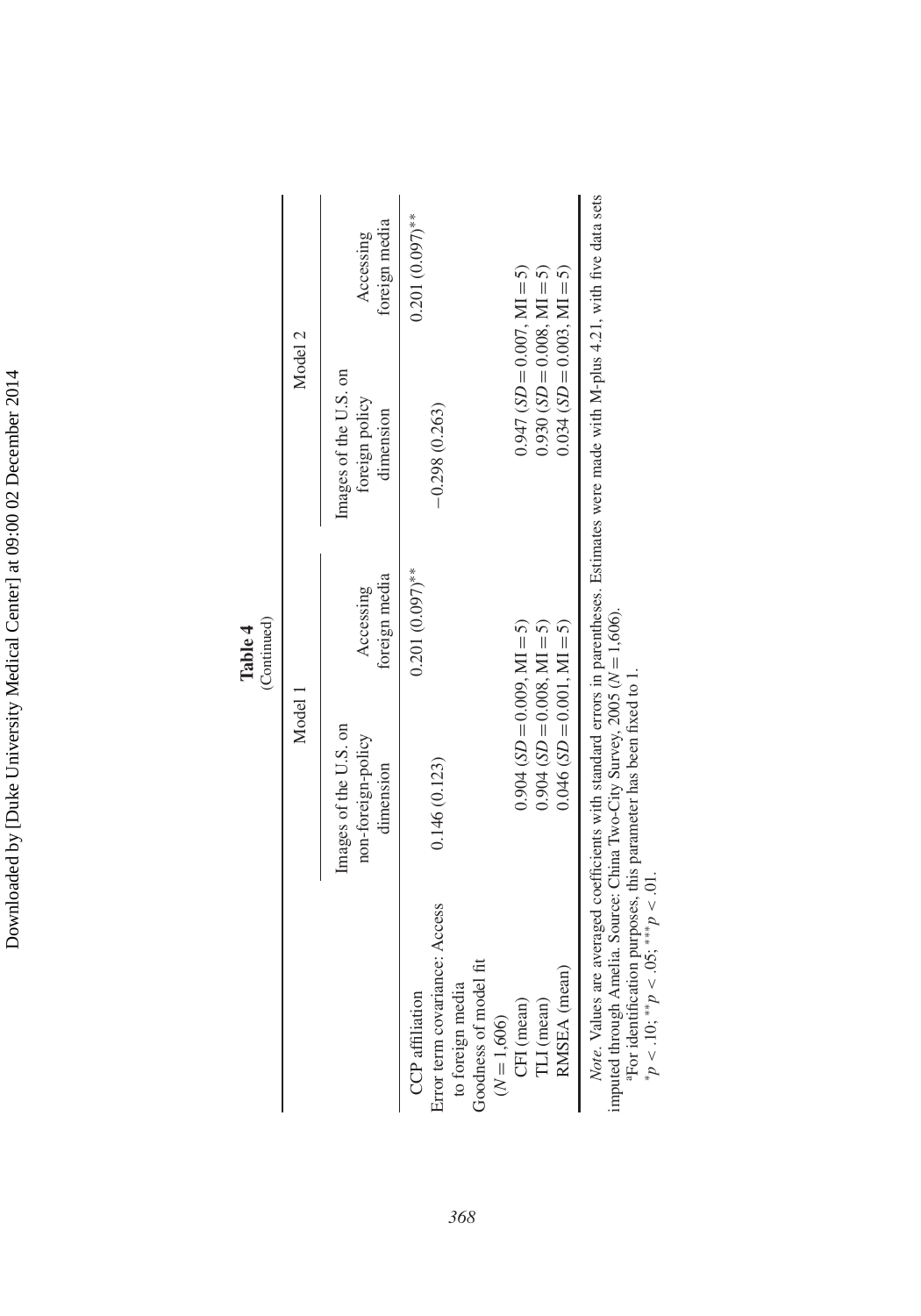**Table 4**
(Continued)

| | Model 1 | | Model 2 | |
|---|---|---|---|---|
| | Images of the U.S. on non-foreign-policy dimension | Accessing foreign media | Images of the U.S. on foreign policy dimension | Accessing foreign media |
| CCP affiliation | | 0.201 (0.097)** | | 0.201 (0.097)** |
| Error term covariance: Access to foreign media | 0.146 (0.123) | | −0.298 (0.263) | |
| Goodness of model fit ($N = 1{,}606$) | | | | |
| CFI (mean) | 0.904 ($SD = 0.009$, MI = 5) | | 0.947 ($SD = 0.007$, MI = 5) | |
| TLI (mean) | 0.904 ($SD = 0.008$, MI = 5) | | 0.930 ($SD = 0.008$, MI = 5) | |
| RMSEA (mean) | 0.046 ($SD = 0.001$, MI = 5) | | 0.034 ($SD = 0.003$, MI = 5) | |

*Note*. Values are averaged coefficients with standard errors in parentheses. Estimates were made with M-plus 4.21, with five data sets imputed through Amelia. Source: China Two-City Survey, 2005 ($N = 1{,}606$).

[a]For identification purposes, this parameter has been fixed to 1.

*$p < .10$; **$p < .05$; ***$p < .01$.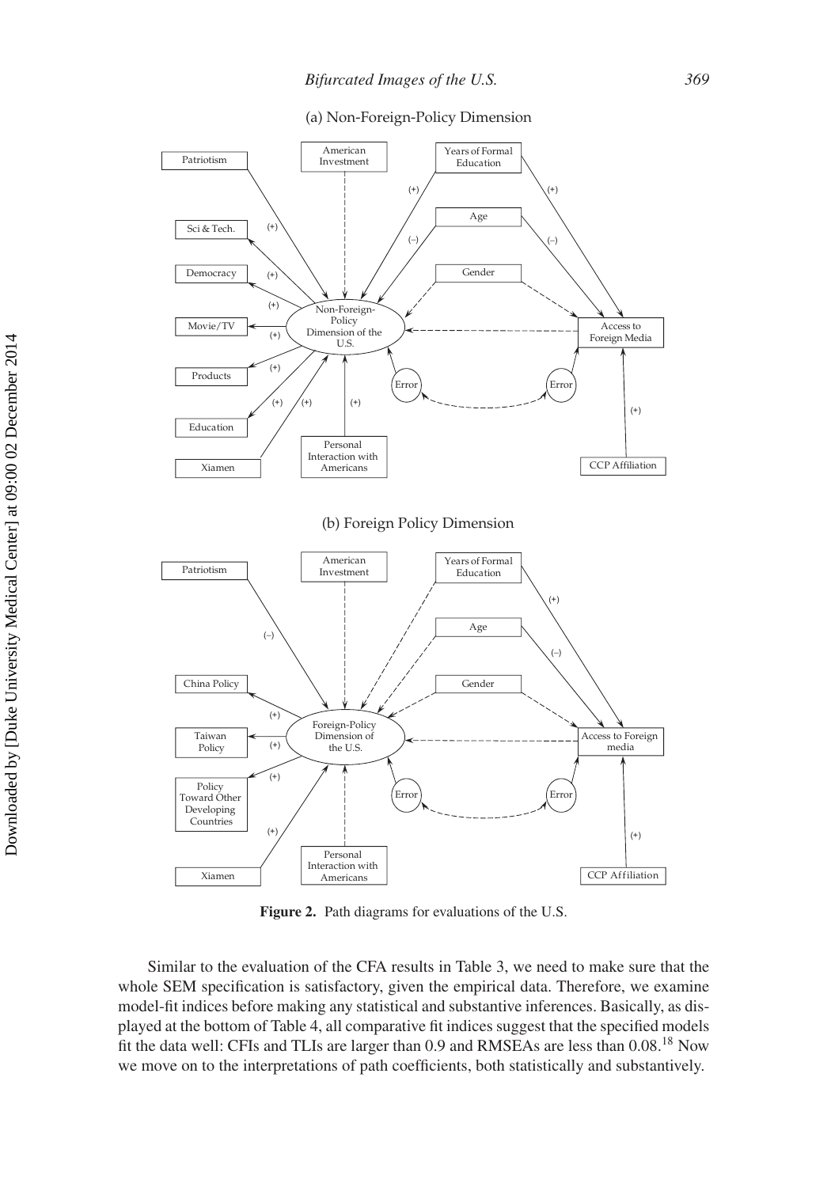(a) Non-Foreign-Policy Dimension

(b) Foreign Policy Dimension

**Figure 2.** Path diagrams for evaluations of the U.S.

Similar to the evaluation of the CFA results in Table 3, we need to make sure that the whole SEM specification is satisfactory, given the empirical data. Therefore, we examine model-fit indices before making any statistical and substantive inferences. Basically, as displayed at the bottom of Table 4, all comparative fit indices suggest that the specified models fit the data well: CFIs and TLIs are larger than 0.9 and RMSEAs are less than 0.08.[18] Now we move on to the interpretations of path coefficients, both statistically and substantively.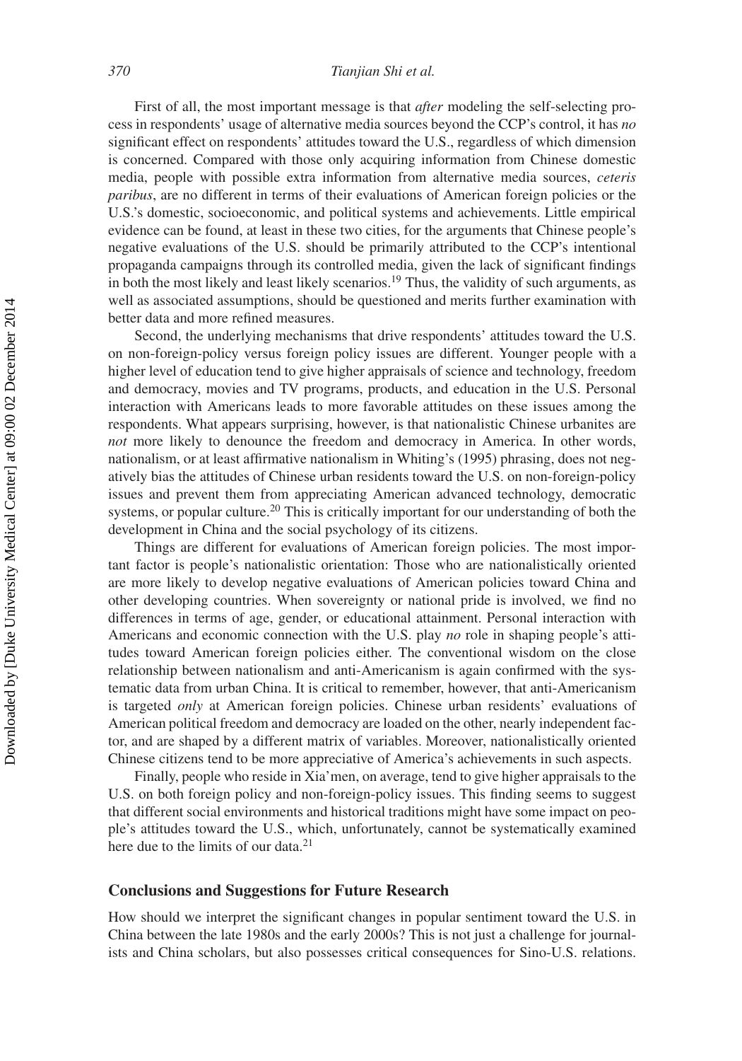First of all, the most important message is that *after* modeling the self-selecting process in respondents' usage of alternative media sources beyond the CCP's control, it has *no* significant effect on respondents' attitudes toward the U.S., regardless of which dimension is concerned. Compared with those only acquiring information from Chinese domestic media, people with possible extra information from alternative media sources, *ceteris paribus*, are no different in terms of their evaluations of American foreign policies or the U.S.'s domestic, socioeconomic, and political systems and achievements. Little empirical evidence can be found, at least in these two cities, for the arguments that Chinese people's negative evaluations of the U.S. should be primarily attributed to the CCP's intentional propaganda campaigns through its controlled media, given the lack of significant findings in both the most likely and least likely scenarios.[19] Thus, the validity of such arguments, as well as associated assumptions, should be questioned and merits further examination with better data and more refined measures.

Second, the underlying mechanisms that drive respondents' attitudes toward the U.S. on non-foreign-policy versus foreign policy issues are different. Younger people with a higher level of education tend to give higher appraisals of science and technology, freedom and democracy, movies and TV programs, products, and education in the U.S. Personal interaction with Americans leads to more favorable attitudes on these issues among the respondents. What appears surprising, however, is that nationalistic Chinese urbanites are *not* more likely to denounce the freedom and democracy in America. In other words, nationalism, or at least affirmative nationalism in Whiting's (1995) phrasing, does not negatively bias the attitudes of Chinese urban residents toward the U.S. on non-foreign-policy issues and prevent them from appreciating American advanced technology, democratic systems, or popular culture.[20] This is critically important for our understanding of both the development in China and the social psychology of its citizens.

Things are different for evaluations of American foreign policies. The most important factor is people's nationalistic orientation: Those who are nationalistically oriented are more likely to develop negative evaluations of American policies toward China and other developing countries. When sovereignty or national pride is involved, we find no differences in terms of age, gender, or educational attainment. Personal interaction with Americans and economic connection with the U.S. play *no* role in shaping people's attitudes toward American foreign policies either. The conventional wisdom on the close relationship between nationalism and anti-Americanism is again confirmed with the systematic data from urban China. It is critical to remember, however, that anti-Americanism is targeted *only* at American foreign policies. Chinese urban residents' evaluations of American political freedom and democracy are loaded on the other, nearly independent factor, and are shaped by a different matrix of variables. Moreover, nationalistically oriented Chinese citizens tend to be more appreciative of America's achievements in such aspects.

Finally, people who reside in Xia'men, on average, tend to give higher appraisals to the U.S. on both foreign policy and non-foreign-policy issues. This finding seems to suggest that different social environments and historical traditions might have some impact on people's attitudes toward the U.S., which, unfortunately, cannot be systematically examined here due to the limits of our data.[21]

## Conclusions and Suggestions for Future Research

How should we interpret the significant changes in popular sentiment toward the U.S. in China between the late 1980s and the early 2000s? This is not just a challenge for journalists and China scholars, but also possesses critical consequences for Sino-U.S. relations.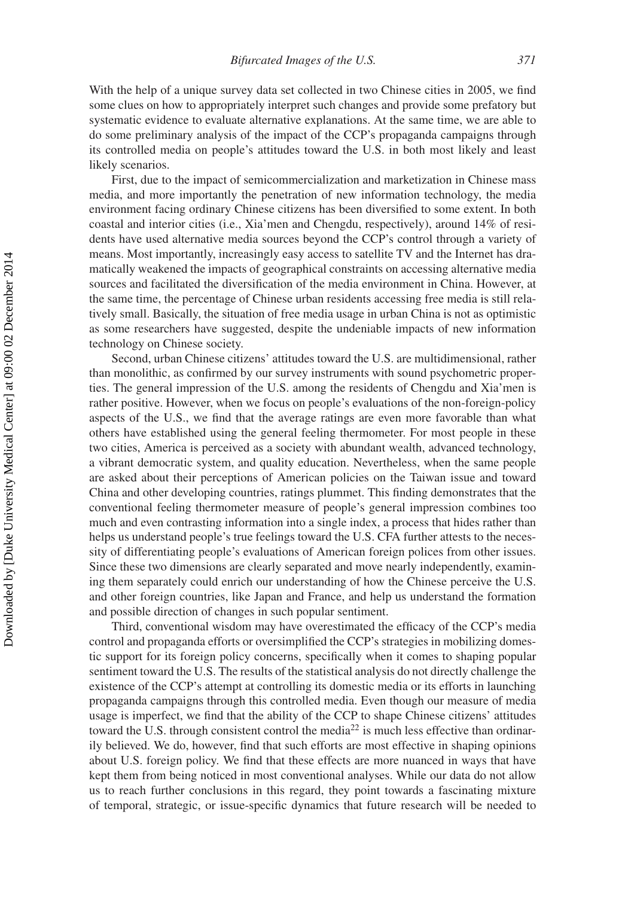With the help of a unique survey data set collected in two Chinese cities in 2005, we find some clues on how to appropriately interpret such changes and provide some prefatory but systematic evidence to evaluate alternative explanations. At the same time, we are able to do some preliminary analysis of the impact of the CCP's propaganda campaigns through its controlled media on people's attitudes toward the U.S. in both most likely and least likely scenarios.

First, due to the impact of semicommercialization and marketization in Chinese mass media, and more importantly the penetration of new information technology, the media environment facing ordinary Chinese citizens has been diversified to some extent. In both coastal and interior cities (i.e., Xia'men and Chengdu, respectively), around 14% of residents have used alternative media sources beyond the CCP's control through a variety of means. Most importantly, increasingly easy access to satellite TV and the Internet has dramatically weakened the impacts of geographical constraints on accessing alternative media sources and facilitated the diversification of the media environment in China. However, at the same time, the percentage of Chinese urban residents accessing free media is still relatively small. Basically, the situation of free media usage in urban China is not as optimistic as some researchers have suggested, despite the undeniable impacts of new information technology on Chinese society.

Second, urban Chinese citizens' attitudes toward the U.S. are multidimensional, rather than monolithic, as confirmed by our survey instruments with sound psychometric properties. The general impression of the U.S. among the residents of Chengdu and Xia'men is rather positive. However, when we focus on people's evaluations of the non-foreign-policy aspects of the U.S., we find that the average ratings are even more favorable than what others have established using the general feeling thermometer. For most people in these two cities, America is perceived as a society with abundant wealth, advanced technology, a vibrant democratic system, and quality education. Nevertheless, when the same people are asked about their perceptions of American policies on the Taiwan issue and toward China and other developing countries, ratings plummet. This finding demonstrates that the conventional feeling thermometer measure of people's general impression combines too much and even contrasting information into a single index, a process that hides rather than helps us understand people's true feelings toward the U.S. CFA further attests to the necessity of differentiating people's evaluations of American foreign polices from other issues. Since these two dimensions are clearly separated and move nearly independently, examining them separately could enrich our understanding of how the Chinese perceive the U.S. and other foreign countries, like Japan and France, and help us understand the formation and possible direction of changes in such popular sentiment.

Third, conventional wisdom may have overestimated the efficacy of the CCP's media control and propaganda efforts or oversimplified the CCP's strategies in mobilizing domestic support for its foreign policy concerns, specifically when it comes to shaping popular sentiment toward the U.S. The results of the statistical analysis do not directly challenge the existence of the CCP's attempt at controlling its domestic media or its efforts in launching propaganda campaigns through this controlled media. Even though our measure of media usage is imperfect, we find that the ability of the CCP to shape Chinese citizens' attitudes toward the U.S. through consistent control the media[22] is much less effective than ordinarily believed. We do, however, find that such efforts are most effective in shaping opinions about U.S. foreign policy. We find that these effects are more nuanced in ways that have kept them from being noticed in most conventional analyses. While our data do not allow us to reach further conclusions in this regard, they point towards a fascinating mixture of temporal, strategic, or issue-specific dynamics that future research will be needed to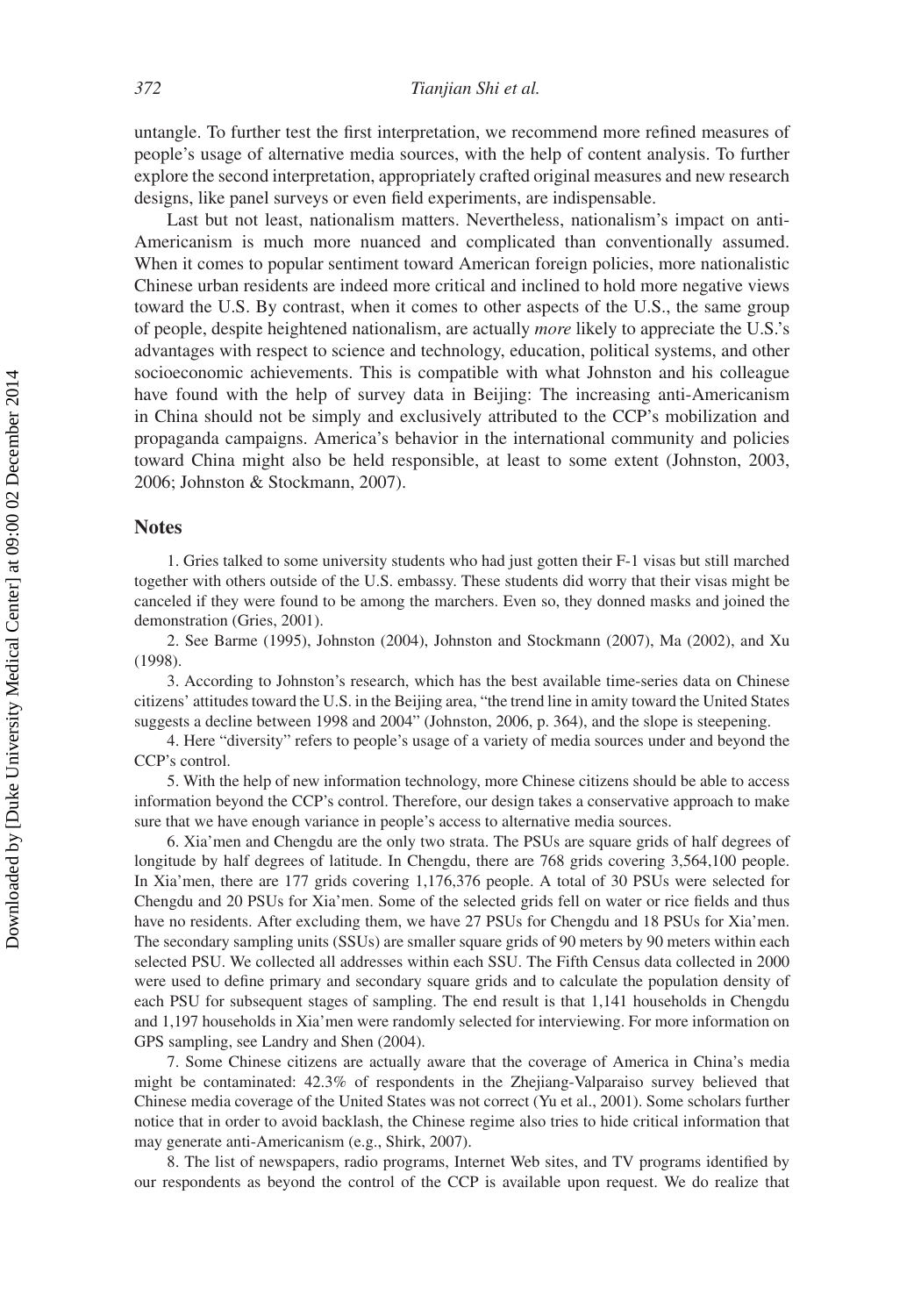untangle. To further test the first interpretation, we recommend more refined measures of people's usage of alternative media sources, with the help of content analysis. To further explore the second interpretation, appropriately crafted original measures and new research designs, like panel surveys or even field experiments, are indispensable.

Last but not least, nationalism matters. Nevertheless, nationalism's impact on anti-Americanism is much more nuanced and complicated than conventionally assumed. When it comes to popular sentiment toward American foreign policies, more nationalistic Chinese urban residents are indeed more critical and inclined to hold more negative views toward the U.S. By contrast, when it comes to other aspects of the U.S., the same group of people, despite heightened nationalism, are actually *more* likely to appreciate the U.S.'s advantages with respect to science and technology, education, political systems, and other socioeconomic achievements. This is compatible with what Johnston and his colleague have found with the help of survey data in Beijing: The increasing anti-Americanism in China should not be simply and exclusively attributed to the CCP's mobilization and propaganda campaigns. America's behavior in the international community and policies toward China might also be held responsible, at least to some extent (Johnston, 2003, 2006; Johnston & Stockmann, 2007).

## Notes

1. Gries talked to some university students who had just gotten their F-1 visas but still marched together with others outside of the U.S. embassy. These students did worry that their visas might be canceled if they were found to be among the marchers. Even so, they donned masks and joined the demonstration (Gries, 2001).

2. See Barme (1995), Johnston (2004), Johnston and Stockmann (2007), Ma (2002), and Xu (1998).

3. According to Johnston's research, which has the best available time-series data on Chinese citizens' attitudes toward the U.S. in the Beijing area, "the trend line in amity toward the United States suggests a decline between 1998 and 2004" (Johnston, 2006, p. 364), and the slope is steepening.

4. Here "diversity" refers to people's usage of a variety of media sources under and beyond the CCP's control.

5. With the help of new information technology, more Chinese citizens should be able to access information beyond the CCP's control. Therefore, our design takes a conservative approach to make sure that we have enough variance in people's access to alternative media sources.

6. Xia'men and Chengdu are the only two strata. The PSUs are square grids of half degrees of longitude by half degrees of latitude. In Chengdu, there are 768 grids covering 3,564,100 people. In Xia'men, there are 177 grids covering 1,176,376 people. A total of 30 PSUs were selected for Chengdu and 20 PSUs for Xia'men. Some of the selected grids fell on water or rice fields and thus have no residents. After excluding them, we have 27 PSUs for Chengdu and 18 PSUs for Xia'men. The secondary sampling units (SSUs) are smaller square grids of 90 meters by 90 meters within each selected PSU. We collected all addresses within each SSU. The Fifth Census data collected in 2000 were used to define primary and secondary square grids and to calculate the population density of each PSU for subsequent stages of sampling. The end result is that 1,141 households in Chengdu and 1,197 households in Xia'men were randomly selected for interviewing. For more information on GPS sampling, see Landry and Shen (2004).

7. Some Chinese citizens are actually aware that the coverage of America in China's media might be contaminated: 42.3% of respondents in the Zhejiang-Valparaiso survey believed that Chinese media coverage of the United States was not correct (Yu et al., 2001). Some scholars further notice that in order to avoid backlash, the Chinese regime also tries to hide critical information that may generate anti-Americanism (e.g., Shirk, 2007).

8. The list of newspapers, radio programs, Internet Web sites, and TV programs identified by our respondents as beyond the control of the CCP is available upon request. We do realize that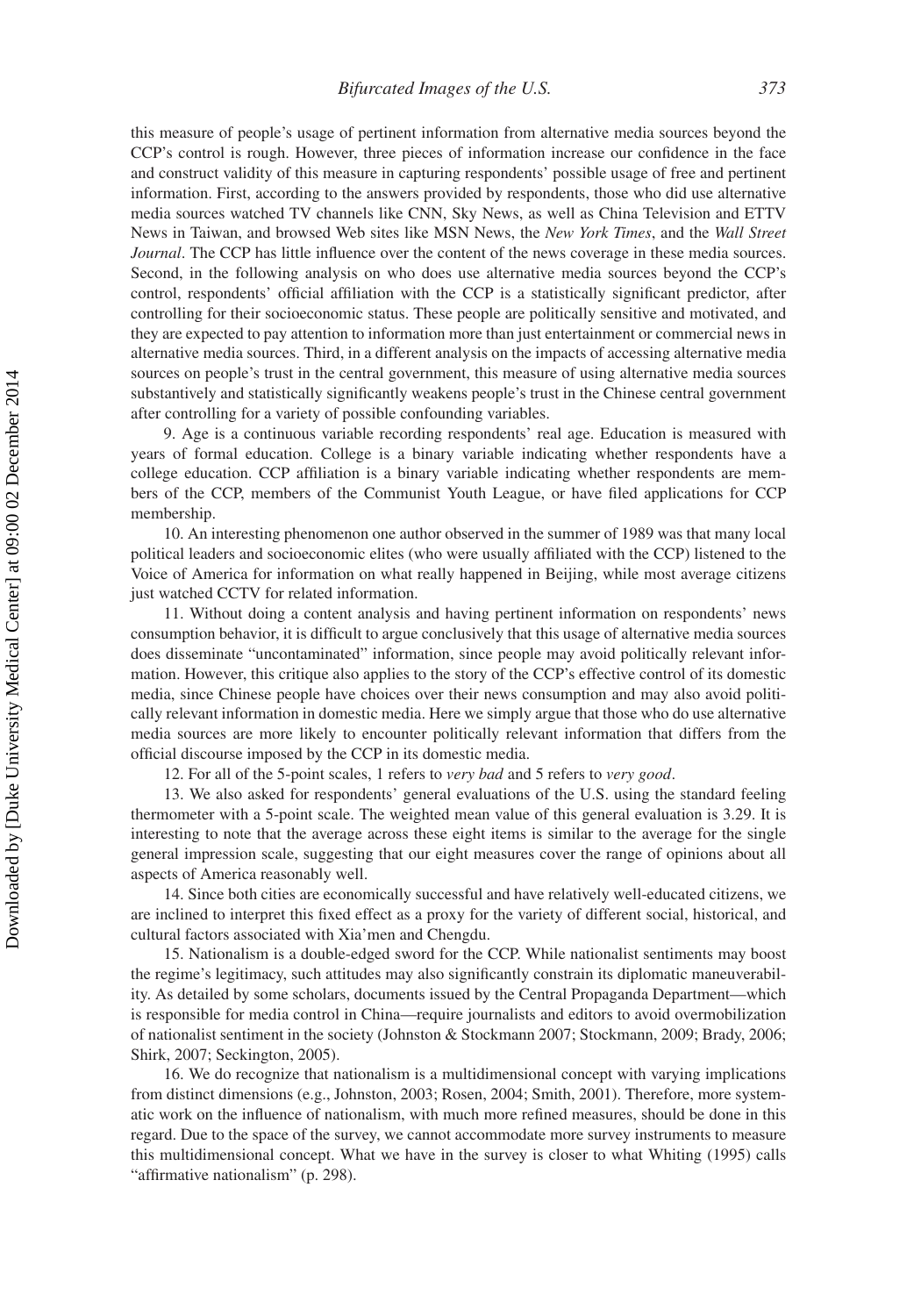this measure of people's usage of pertinent information from alternative media sources beyond the CCP's control is rough. However, three pieces of information increase our confidence in the face and construct validity of this measure in capturing respondents' possible usage of free and pertinent information. First, according to the answers provided by respondents, those who did use alternative media sources watched TV channels like CNN, Sky News, as well as China Television and ETTV News in Taiwan, and browsed Web sites like MSN News, the *New York Times*, and the *Wall Street Journal*. The CCP has little influence over the content of the news coverage in these media sources. Second, in the following analysis on who does use alternative media sources beyond the CCP's control, respondents' official affiliation with the CCP is a statistically significant predictor, after controlling for their socioeconomic status. These people are politically sensitive and motivated, and they are expected to pay attention to information more than just entertainment or commercial news in alternative media sources. Third, in a different analysis on the impacts of accessing alternative media sources on people's trust in the central government, this measure of using alternative media sources substantively and statistically significantly weakens people's trust in the Chinese central government after controlling for a variety of possible confounding variables.

9. Age is a continuous variable recording respondents' real age. Education is measured with years of formal education. College is a binary variable indicating whether respondents have a college education. CCP affiliation is a binary variable indicating whether respondents are members of the CCP, members of the Communist Youth League, or have filed applications for CCP membership.

10. An interesting phenomenon one author observed in the summer of 1989 was that many local political leaders and socioeconomic elites (who were usually affiliated with the CCP) listened to the Voice of America for information on what really happened in Beijing, while most average citizens just watched CCTV for related information.

11. Without doing a content analysis and having pertinent information on respondents' news consumption behavior, it is difficult to argue conclusively that this usage of alternative media sources does disseminate "uncontaminated" information, since people may avoid politically relevant information. However, this critique also applies to the story of the CCP's effective control of its domestic media, since Chinese people have choices over their news consumption and may also avoid politically relevant information in domestic media. Here we simply argue that those who do use alternative media sources are more likely to encounter politically relevant information that differs from the official discourse imposed by the CCP in its domestic media.

12. For all of the 5-point scales, 1 refers to *very bad* and 5 refers to *very good*.

13. We also asked for respondents' general evaluations of the U.S. using the standard feeling thermometer with a 5-point scale. The weighted mean value of this general evaluation is 3.29. It is interesting to note that the average across these eight items is similar to the average for the single general impression scale, suggesting that our eight measures cover the range of opinions about all aspects of America reasonably well.

14. Since both cities are economically successful and have relatively well-educated citizens, we are inclined to interpret this fixed effect as a proxy for the variety of different social, historical, and cultural factors associated with Xia'men and Chengdu.

15. Nationalism is a double-edged sword for the CCP. While nationalist sentiments may boost the regime's legitimacy, such attitudes may also significantly constrain its diplomatic maneuverability. As detailed by some scholars, documents issued by the Central Propaganda Department—which is responsible for media control in China—require journalists and editors to avoid overmobilization of nationalist sentiment in the society (Johnston & Stockmann 2007; Stockmann, 2009; Brady, 2006; Shirk, 2007; Seckington, 2005).

16. We do recognize that nationalism is a multidimensional concept with varying implications from distinct dimensions (e.g., Johnston, 2003; Rosen, 2004; Smith, 2001). Therefore, more systematic work on the influence of nationalism, with much more refined measures, should be done in this regard. Due to the space of the survey, we cannot accommodate more survey instruments to measure this multidimensional concept. What we have in the survey is closer to what Whiting (1995) calls "affirmative nationalism" (p. 298).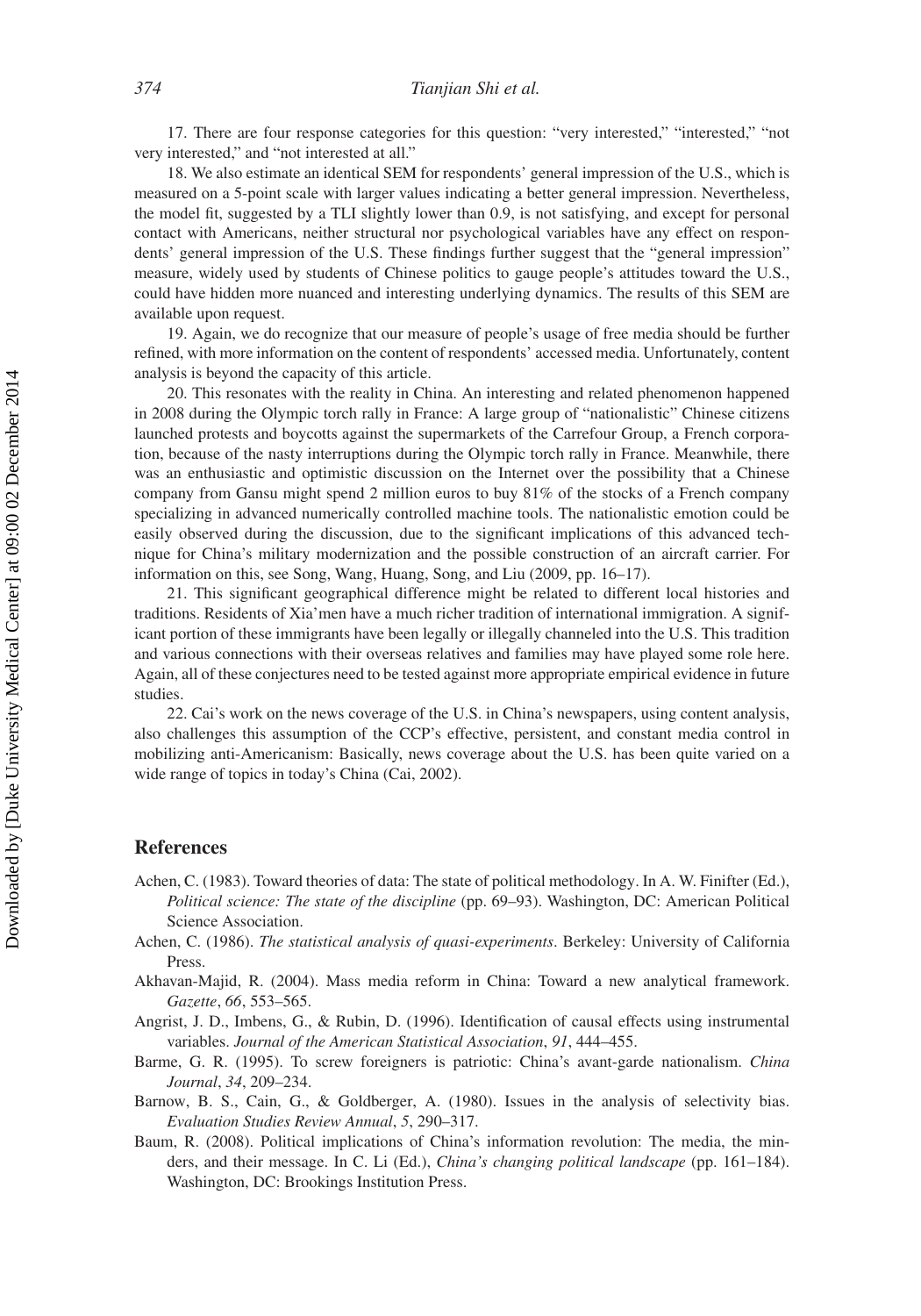17. There are four response categories for this question: "very interested," "interested," "not very interested," and "not interested at all."

18. We also estimate an identical SEM for respondents' general impression of the U.S., which is measured on a 5-point scale with larger values indicating a better general impression. Nevertheless, the model fit, suggested by a TLI slightly lower than 0.9, is not satisfying, and except for personal contact with Americans, neither structural nor psychological variables have any effect on respondents' general impression of the U.S. These findings further suggest that the "general impression" measure, widely used by students of Chinese politics to gauge people's attitudes toward the U.S., could have hidden more nuanced and interesting underlying dynamics. The results of this SEM are available upon request.

19. Again, we do recognize that our measure of people's usage of free media should be further refined, with more information on the content of respondents' accessed media. Unfortunately, content analysis is beyond the capacity of this article.

20. This resonates with the reality in China. An interesting and related phenomenon happened in 2008 during the Olympic torch rally in France: A large group of "nationalistic" Chinese citizens launched protests and boycotts against the supermarkets of the Carrefour Group, a French corporation, because of the nasty interruptions during the Olympic torch rally in France. Meanwhile, there was an enthusiastic and optimistic discussion on the Internet over the possibility that a Chinese company from Gansu might spend 2 million euros to buy 81% of the stocks of a French company specializing in advanced numerically controlled machine tools. The nationalistic emotion could be easily observed during the discussion, due to the significant implications of this advanced technique for China's military modernization and the possible construction of an aircraft carrier. For information on this, see Song, Wang, Huang, Song, and Liu (2009, pp. 16–17).

21. This significant geographical difference might be related to different local histories and traditions. Residents of Xia'men have a much richer tradition of international immigration. A significant portion of these immigrants have been legally or illegally channeled into the U.S. This tradition and various connections with their overseas relatives and families may have played some role here. Again, all of these conjectures need to be tested against more appropriate empirical evidence in future studies.

22. Cai's work on the news coverage of the U.S. in China's newspapers, using content analysis, also challenges this assumption of the CCP's effective, persistent, and constant media control in mobilizing anti-Americanism: Basically, news coverage about the U.S. has been quite varied on a wide range of topics in today's China (Cai, 2002).

## References

Achen, C. (1983). Toward theories of data: The state of political methodology. In A. W. Finifter (Ed.), *Political science: The state of the discipline* (pp. 69–93). Washington, DC: American Political Science Association.

Achen, C. (1986). *The statistical analysis of quasi-experiments*. Berkeley: University of California Press.

Akhavan-Majid, R. (2004). Mass media reform in China: Toward a new analytical framework. *Gazette*, *66*, 553–565.

Angrist, J. D., Imbens, G., & Rubin, D. (1996). Identification of causal effects using instrumental variables. *Journal of the American Statistical Association*, *91*, 444–455.

Barme, G. R. (1995). To screw foreigners is patriotic: China's avant-garde nationalism. *China Journal*, *34*, 209–234.

Barnow, B. S., Cain, G., & Goldberger, A. (1980). Issues in the analysis of selectivity bias. *Evaluation Studies Review Annual*, *5*, 290–317.

Baum, R. (2008). Political implications of China's information revolution: The media, the minders, and their message. In C. Li (Ed.), *China's changing political landscape* (pp. 161–184). Washington, DC: Brookings Institution Press.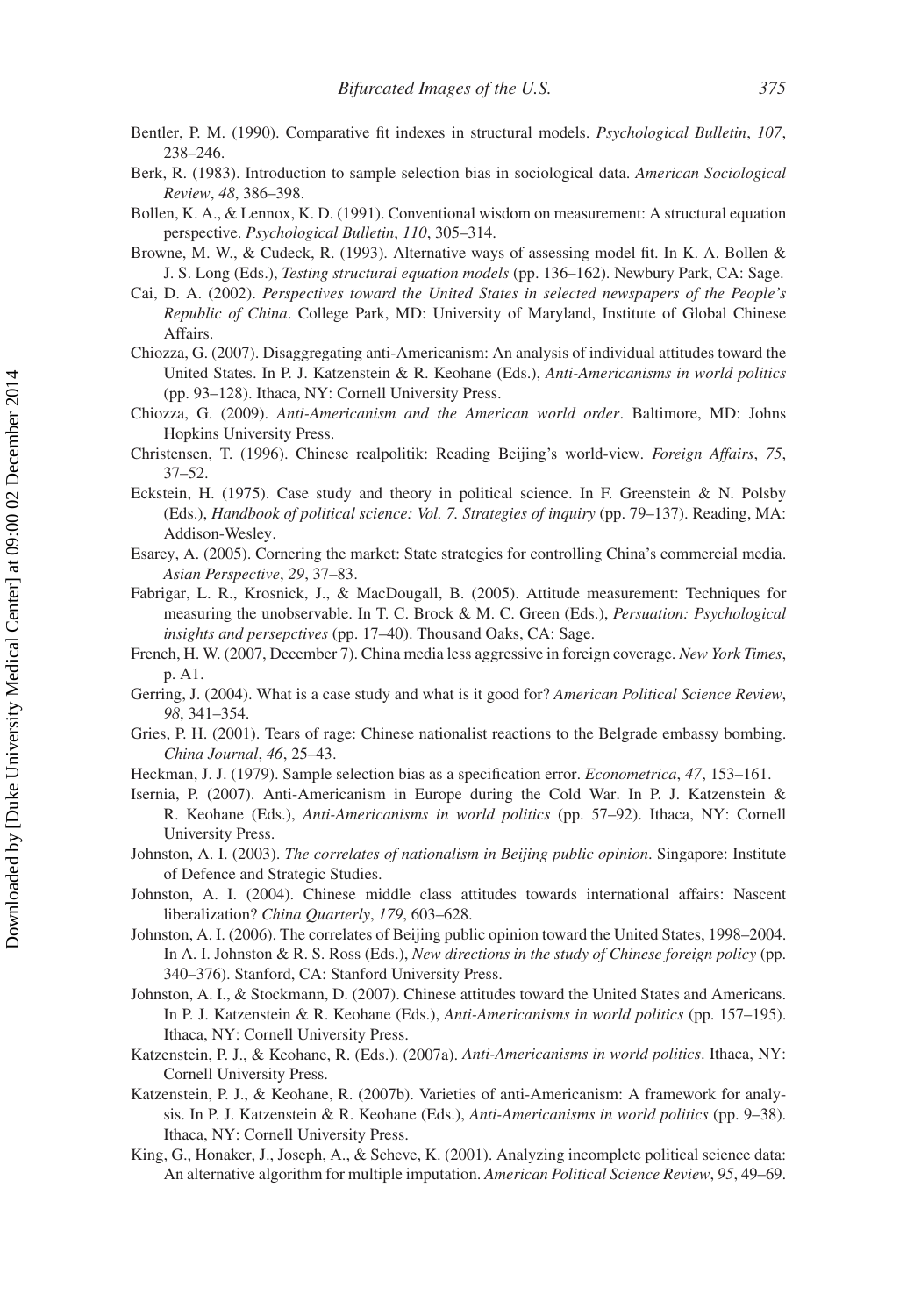Bentler, P. M. (1990). Comparative fit indexes in structural models. *Psychological Bulletin*, *107*, 238–246.

Berk, R. (1983). Introduction to sample selection bias in sociological data. *American Sociological Review*, *48*, 386–398.

Bollen, K. A., & Lennox, K. D. (1991). Conventional wisdom on measurement: A structural equation perspective. *Psychological Bulletin*, *110*, 305–314.

Browne, M. W., & Cudeck, R. (1993). Alternative ways of assessing model fit. In K. A. Bollen & J. S. Long (Eds.), *Testing structural equation models* (pp. 136–162). Newbury Park, CA: Sage.

Cai, D. A. (2002). *Perspectives toward the United States in selected newspapers of the People's Republic of China*. College Park, MD: University of Maryland, Institute of Global Chinese Affairs.

Chiozza, G. (2007). Disaggregating anti-Americanism: An analysis of individual attitudes toward the United States. In P. J. Katzenstein & R. Keohane (Eds.), *Anti-Americanisms in world politics* (pp. 93–128). Ithaca, NY: Cornell University Press.

Chiozza, G. (2009). *Anti-Americanism and the American world order*. Baltimore, MD: Johns Hopkins University Press.

Christensen, T. (1996). Chinese realpolitik: Reading Beijing's world-view. *Foreign Affairs*, *75*, 37–52.

Eckstein, H. (1975). Case study and theory in political science. In F. Greenstein & N. Polsby (Eds.), *Handbook of political science: Vol. 7. Strategies of inquiry* (pp. 79–137). Reading, MA: Addison-Wesley.

Esarey, A. (2005). Cornering the market: State strategies for controlling China's commercial media. *Asian Perspective*, *29*, 37–83.

Fabrigar, L. R., Krosnick, J., & MacDougall, B. (2005). Attitude measurement: Techniques for measuring the unobservable. In T. C. Brock & M. C. Green (Eds.), *Persuation: Psychological insights and persepctives* (pp. 17–40). Thousand Oaks, CA: Sage.

French, H. W. (2007, December 7). China media less aggressive in foreign coverage. *New York Times*, p. A1.

Gerring, J. (2004). What is a case study and what is it good for? *American Political Science Review*, *98*, 341–354.

Gries, P. H. (2001). Tears of rage: Chinese nationalist reactions to the Belgrade embassy bombing. *China Journal*, *46*, 25–43.

Heckman, J. J. (1979). Sample selection bias as a specification error. *Econometrica*, *47*, 153–161.

Isernia, P. (2007). Anti-Americanism in Europe during the Cold War. In P. J. Katzenstein & R. Keohane (Eds.), *Anti-Americanisms in world politics* (pp. 57–92). Ithaca, NY: Cornell University Press.

Johnston, A. I. (2003). *The correlates of nationalism in Beijing public opinion*. Singapore: Institute of Defence and Strategic Studies.

Johnston, A. I. (2004). Chinese middle class attitudes towards international affairs: Nascent liberalization? *China Quarterly*, *179*, 603–628.

Johnston, A. I. (2006). The correlates of Beijing public opinion toward the United States, 1998–2004. In A. I. Johnston & R. S. Ross (Eds.), *New directions in the study of Chinese foreign policy* (pp. 340–376). Stanford, CA: Stanford University Press.

Johnston, A. I., & Stockmann, D. (2007). Chinese attitudes toward the United States and Americans. In P. J. Katzenstein & R. Keohane (Eds.), *Anti-Americanisms in world politics* (pp. 157–195). Ithaca, NY: Cornell University Press.

Katzenstein, P. J., & Keohane, R. (Eds.). (2007a). *Anti-Americanisms in world politics*. Ithaca, NY: Cornell University Press.

Katzenstein, P. J., & Keohane, R. (2007b). Varieties of anti-Americanism: A framework for analysis. In P. J. Katzenstein & R. Keohane (Eds.), *Anti-Americanisms in world politics* (pp. 9–38). Ithaca, NY: Cornell University Press.

King, G., Honaker, J., Joseph, A., & Scheve, K. (2001). Analyzing incomplete political science data: An alternative algorithm for multiple imputation. *American Political Science Review*, *95*, 49–69.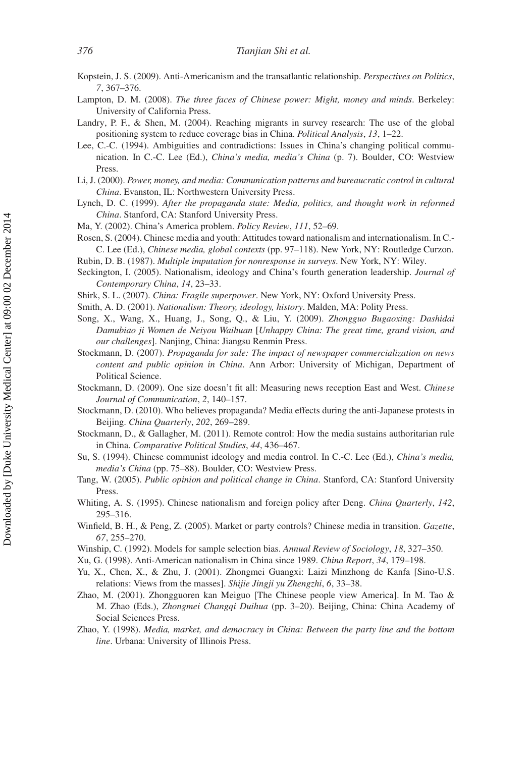Kopstein, J. S. (2009). Anti-Americanism and the transatlantic relationship. *Perspectives on Politics*, *7*, 367–376.

Lampton, D. M. (2008). *The three faces of Chinese power: Might, money and minds*. Berkeley: University of California Press.

Landry, P. F., & Shen, M. (2004). Reaching migrants in survey research: The use of the global positioning system to reduce coverage bias in China. *Political Analysis*, *13*, 1–22.

Lee, C.-C. (1994). Ambiguities and contradictions: Issues in China's changing political communication. In C.-C. Lee (Ed.), *China's media, media's China* (p. 7). Boulder, CO: Westview Press.

Li, J. (2000). *Power, money, and media: Communication patterns and bureaucratic control in cultural China*. Evanston, IL: Northwestern University Press.

Lynch, D. C. (1999). *After the propaganda state: Media, politics, and thought work in reformed China*. Stanford, CA: Stanford University Press.

Ma, Y. (2002). China's America problem. *Policy Review*, *111*, 52–69.

Rosen, S. (2004). Chinese media and youth: Attitudes toward nationalism and internationalism. In C.-C. Lee (Ed.), *Chinese media, global contexts* (pp. 97–118). New York, NY: Routledge Curzon.

Rubin, D. B. (1987). *Multiple imputation for nonresponse in surveys*. New York, NY: Wiley.

Seckington, I. (2005). Nationalism, ideology and China's fourth generation leadership. *Journal of Contemporary China*, *14*, 23–33.

Shirk, S. L. (2007). *China: Fragile superpower*. New York, NY: Oxford University Press.

Smith, A. D. (2001). *Nationalism: Theory, ideology, history*. Malden, MA: Polity Press.

Song, X., Wang, X., Huang, J., Song, Q., & Liu, Y. (2009). *Zhongguo Bugaoxing: Dashidai Damubiao ji Women de Neiyou Waihuan* [*Unhappy China: The great time, grand vision, and our challenges*]. Nanjing, China: Jiangsu Renmin Press.

Stockmann, D. (2007). *Propaganda for sale: The impact of newspaper commercialization on news content and public opinion in China*. Ann Arbor: University of Michigan, Department of Political Science.

Stockmann, D. (2009). One size doesn't fit all: Measuring news reception East and West. *Chinese Journal of Communication*, *2*, 140–157.

Stockmann, D. (2010). Who believes propaganda? Media effects during the anti-Japanese protests in Beijing. *China Quarterly*, *202*, 269–289.

Stockmann, D., & Gallagher, M. (2011). Remote control: How the media sustains authoritarian rule in China. *Comparative Political Studies*, *44*, 436–467.

Su, S. (1994). Chinese communist ideology and media control. In C.-C. Lee (Ed.), *China's media, media's China* (pp. 75–88). Boulder, CO: Westview Press.

Tang, W. (2005). *Public opinion and political change in China*. Stanford, CA: Stanford University Press.

Whiting, A. S. (1995). Chinese nationalism and foreign policy after Deng. *China Quarterly*, *142*, 295–316.

Winfield, B. H., & Peng, Z. (2005). Market or party controls? Chinese media in transition. *Gazette*, *67*, 255–270.

Winship, C. (1992). Models for sample selection bias. *Annual Review of Sociology*, *18*, 327–350.

Xu, G. (1998). Anti-American nationalism in China since 1989. *China Report*, *34*, 179–198.

Yu, X., Chen, X., & Zhu, J. (2001). Zhongmei Guangxi: Laizi Minzhong de Kanfa [Sino-U.S. relations: Views from the masses]. *Shijie Jingji yu Zhengzhi*, *6*, 33–38.

Zhao, M. (2001). Zhongguoren kan Meiguo [The Chinese people view America]. In M. Tao & M. Zhao (Eds.), *Zhongmei Changqi Duihua* (pp. 3–20). Beijing, China: China Academy of Social Sciences Press.

Zhao, Y. (1998). *Media, market, and democracy in China: Between the party line and the bottom line*. Urbana: University of Illinois Press.